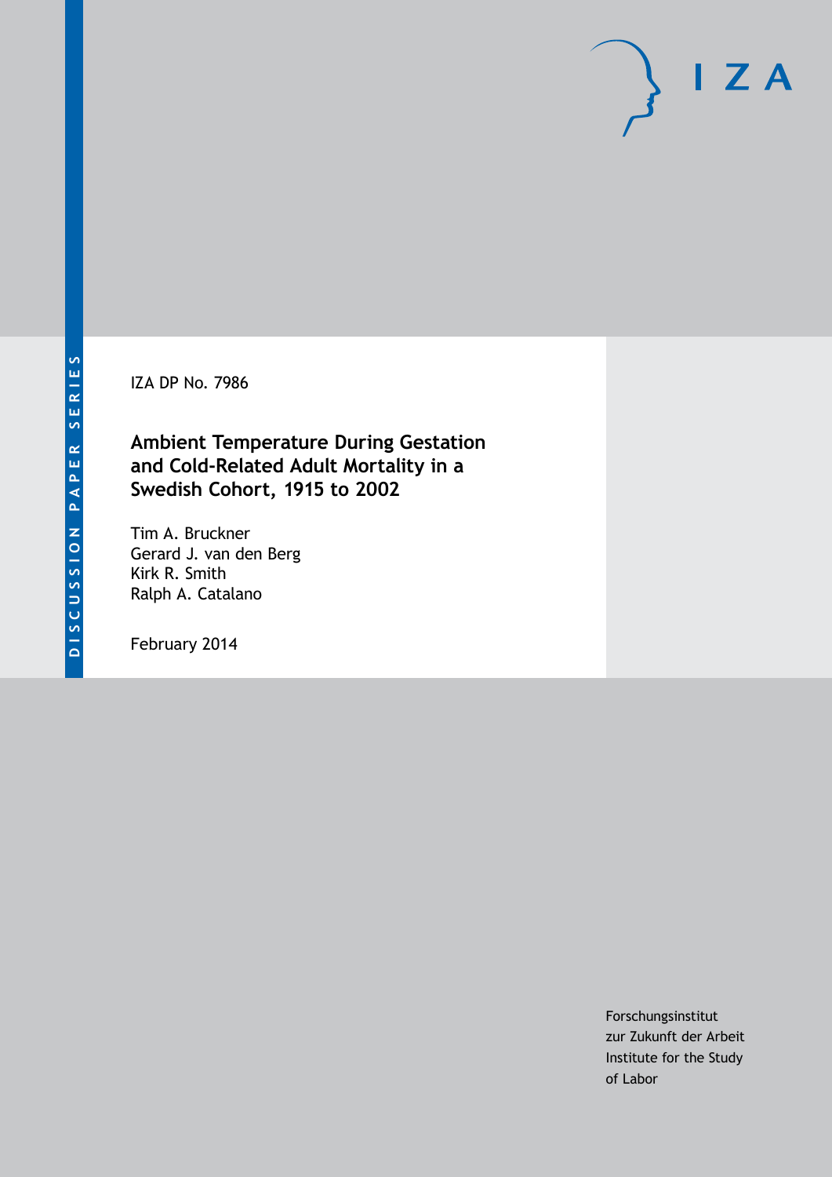DISCUSSION PAPER SERIES

IZA DP No. 7986

# Ambient Temperature During Gestation and Cold-Related Adult Mortality in a Swedish Cohort, 1915 to 2002

Tim A. Bruckner
Gerard J. van den Berg
Kirk R. Smith
Ralph A. Catalano

February 2014

Forschungsinstitut
zur Zukunft der Arbeit
Institute for the Study
of Labor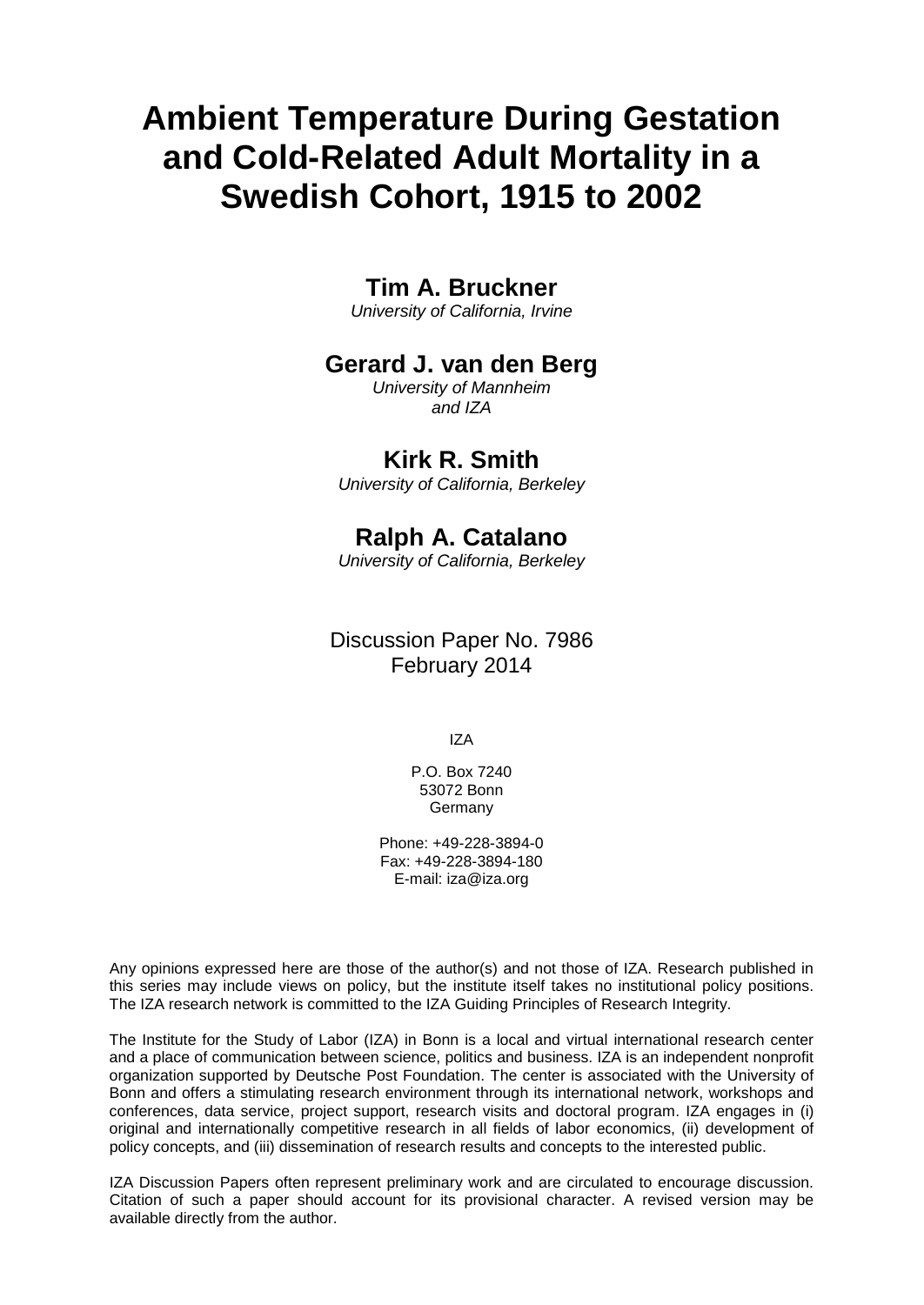# Ambient Temperature During Gestation and Cold-Related Adult Mortality in a Swedish Cohort, 1915 to 2002

**Tim A. Bruckner**
*University of California, Irvine*

**Gerard J. van den Berg**
*University of Mannheim and IZA*

**Kirk R. Smith**
*University of California, Berkeley*

**Ralph A. Catalano**
*University of California, Berkeley*

Discussion Paper No. 7986
February 2014

IZA

P.O. Box 7240
53072 Bonn
Germany

Phone: +49-228-3894-0
Fax: +49-228-3894-180
E-mail: iza@iza.org

Any opinions expressed here are those of the author(s) and not those of IZA. Research published in this series may include views on policy, but the institute itself takes no institutional policy positions. The IZA research network is committed to the IZA Guiding Principles of Research Integrity.

The Institute for the Study of Labor (IZA) in Bonn is a local and virtual international research center and a place of communication between science, politics and business. IZA is an independent nonprofit organization supported by Deutsche Post Foundation. The center is associated with the University of Bonn and offers a stimulating research environment through its international network, workshops and conferences, data service, project support, research visits and doctoral program. IZA engages in (i) original and internationally competitive research in all fields of labor economics, (ii) development of policy concepts, and (iii) dissemination of research results and concepts to the interested public.

IZA Discussion Papers often represent preliminary work and are circulated to encourage discussion. Citation of such a paper should account for its provisional character. A revised version may be available directly from the author.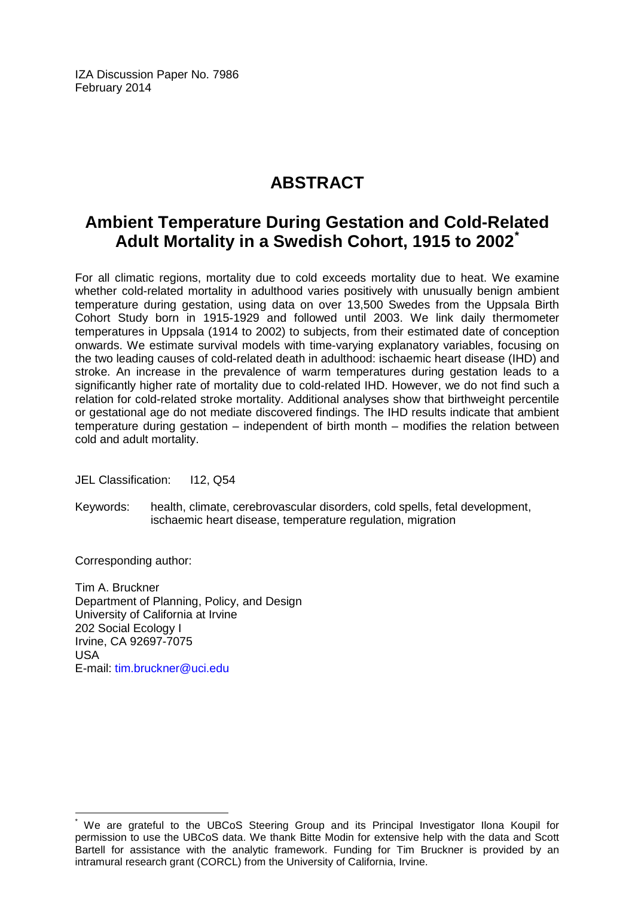IZA Discussion Paper No. 7986
February 2014

# ABSTRACT

## Ambient Temperature During Gestation and Cold-Related Adult Mortality in a Swedish Cohort, 1915 to 2002*

For all climatic regions, mortality due to cold exceeds mortality due to heat. We examine whether cold-related mortality in adulthood varies positively with unusually benign ambient temperature during gestation, using data on over 13,500 Swedes from the Uppsala Birth Cohort Study born in 1915-1929 and followed until 2003. We link daily thermometer temperatures in Uppsala (1914 to 2002) to subjects, from their estimated date of conception onwards. We estimate survival models with time-varying explanatory variables, focusing on the two leading causes of cold-related death in adulthood: ischaemic heart disease (IHD) and stroke. An increase in the prevalence of warm temperatures during gestation leads to a significantly higher rate of mortality due to cold-related IHD. However, we do not find such a relation for cold-related stroke mortality. Additional analyses show that birthweight percentile or gestational age do not mediate discovered findings. The IHD results indicate that ambient temperature during gestation – independent of birth month – modifies the relation between cold and adult mortality.

JEL Classification: I12, Q54

Keywords: health, climate, cerebrovascular disorders, cold spells, fetal development, ischaemic heart disease, temperature regulation, migration

Corresponding author:

Tim A. Bruckner
Department of Planning, Policy, and Design
University of California at Irvine
202 Social Ecology I
Irvine, CA 92697-7075
USA
E-mail: tim.bruckner@uci.edu

---

* We are grateful to the UBCoS Steering Group and its Principal Investigator Ilona Koupil for permission to use the UBCoS data. We thank Bitte Modin for extensive help with the data and Scott Bartell for assistance with the analytic framework. Funding for Tim Bruckner is provided by an intramural research grant (CORCL) from the University of California, Irvine.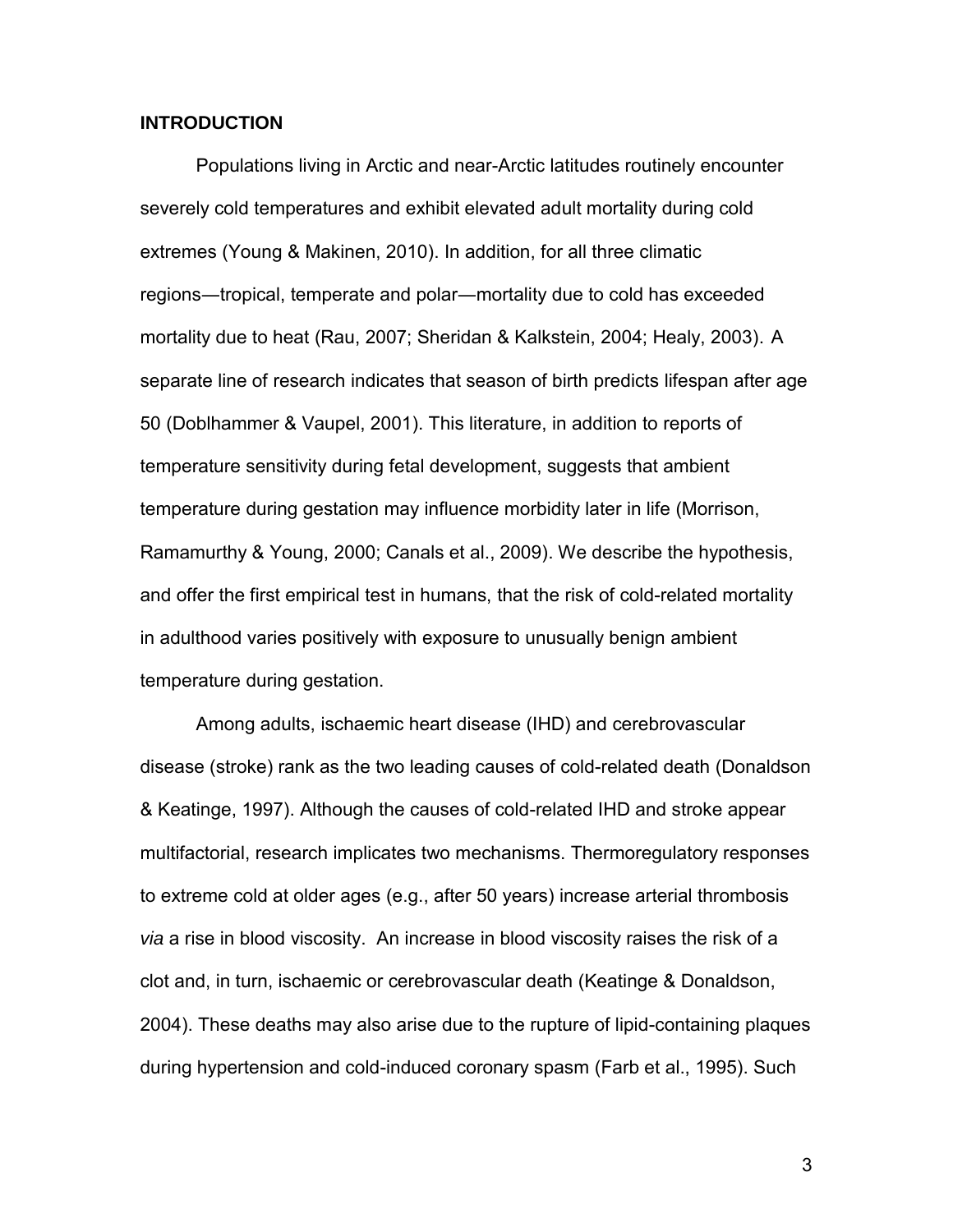## INTRODUCTION

Populations living in Arctic and near-Arctic latitudes routinely encounter severely cold temperatures and exhibit elevated adult mortality during cold extremes (Young & Makinen, 2010). In addition, for all three climatic regions—tropical, temperate and polar—mortality due to cold has exceeded mortality due to heat (Rau, 2007; Sheridan & Kalkstein, 2004; Healy, 2003). A separate line of research indicates that season of birth predicts lifespan after age 50 (Doblhammer & Vaupel, 2001). This literature, in addition to reports of temperature sensitivity during fetal development, suggests that ambient temperature during gestation may influence morbidity later in life (Morrison, Ramamurthy & Young, 2000; Canals et al., 2009). We describe the hypothesis, and offer the first empirical test in humans, that the risk of cold-related mortality in adulthood varies positively with exposure to unusually benign ambient temperature during gestation.

Among adults, ischaemic heart disease (IHD) and cerebrovascular disease (stroke) rank as the two leading causes of cold-related death (Donaldson & Keatinge, 1997). Although the causes of cold-related IHD and stroke appear multifactorial, research implicates two mechanisms. Thermoregulatory responses to extreme cold at older ages (e.g., after 50 years) increase arterial thrombosis *via* a rise in blood viscosity. An increase in blood viscosity raises the risk of a clot and, in turn, ischaemic or cerebrovascular death (Keatinge & Donaldson, 2004). These deaths may also arise due to the rupture of lipid-containing plaques during hypertension and cold-induced coronary spasm (Farb et al., 1995). Such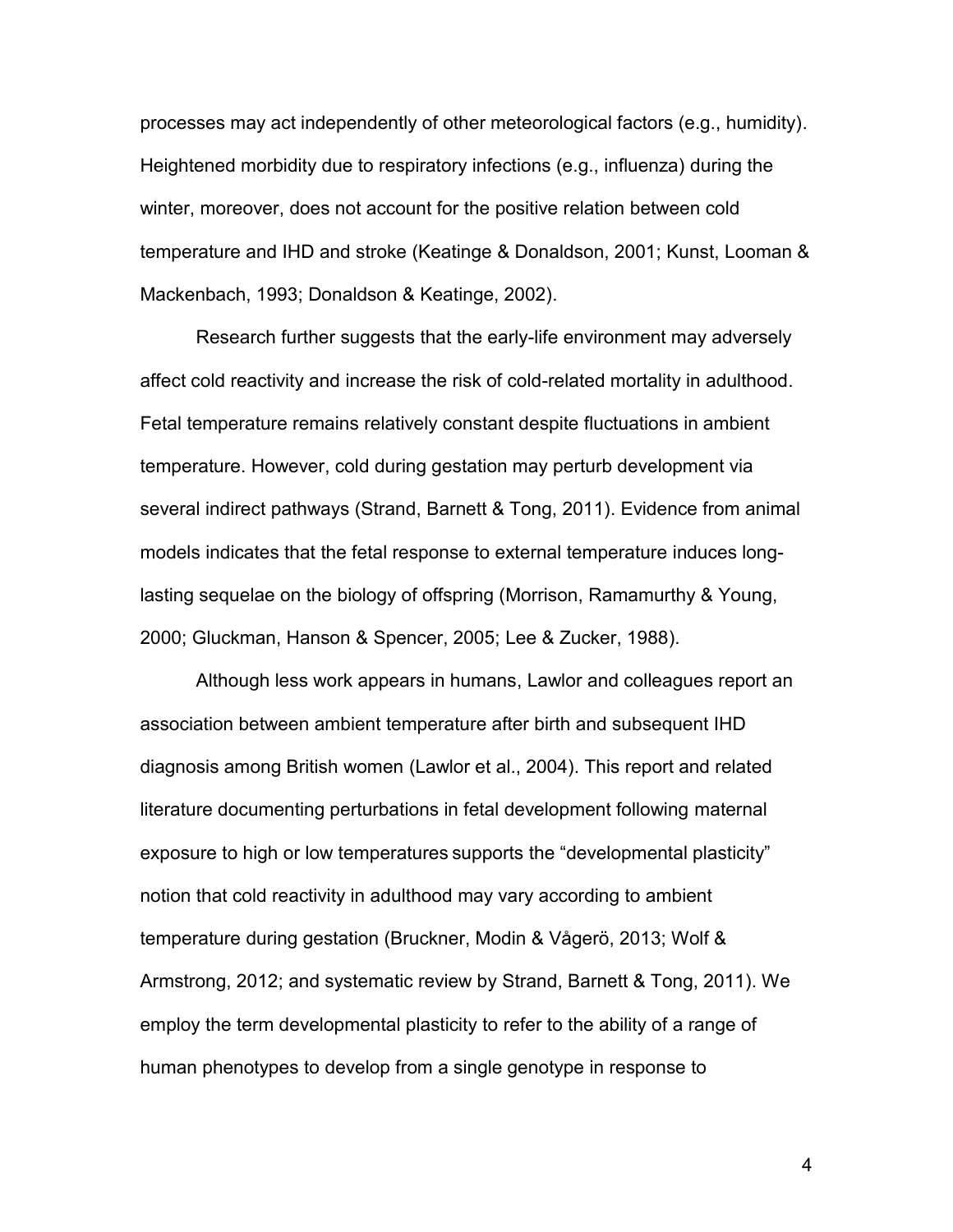processes may act independently of other meteorological factors (e.g., humidity). Heightened morbidity due to respiratory infections (e.g., influenza) during the winter, moreover, does not account for the positive relation between cold temperature and IHD and stroke (Keatinge & Donaldson, 2001; Kunst, Looman & Mackenbach, 1993; Donaldson & Keatinge, 2002).

Research further suggests that the early-life environment may adversely affect cold reactivity and increase the risk of cold-related mortality in adulthood. Fetal temperature remains relatively constant despite fluctuations in ambient temperature. However, cold during gestation may perturb development via several indirect pathways (Strand, Barnett & Tong, 2011). Evidence from animal models indicates that the fetal response to external temperature induces long-lasting sequelae on the biology of offspring (Morrison, Ramamurthy & Young, 2000; Gluckman, Hanson & Spencer, 2005; Lee & Zucker, 1988).

Although less work appears in humans, Lawlor and colleagues report an association between ambient temperature after birth and subsequent IHD diagnosis among British women (Lawlor et al., 2004). This report and related literature documenting perturbations in fetal development following maternal exposure to high or low temperatures supports the "developmental plasticity" notion that cold reactivity in adulthood may vary according to ambient temperature during gestation (Bruckner, Modin & Vågerö, 2013; Wolf & Armstrong, 2012; and systematic review by Strand, Barnett & Tong, 2011). We employ the term developmental plasticity to refer to the ability of a range of human phenotypes to develop from a single genotype in response to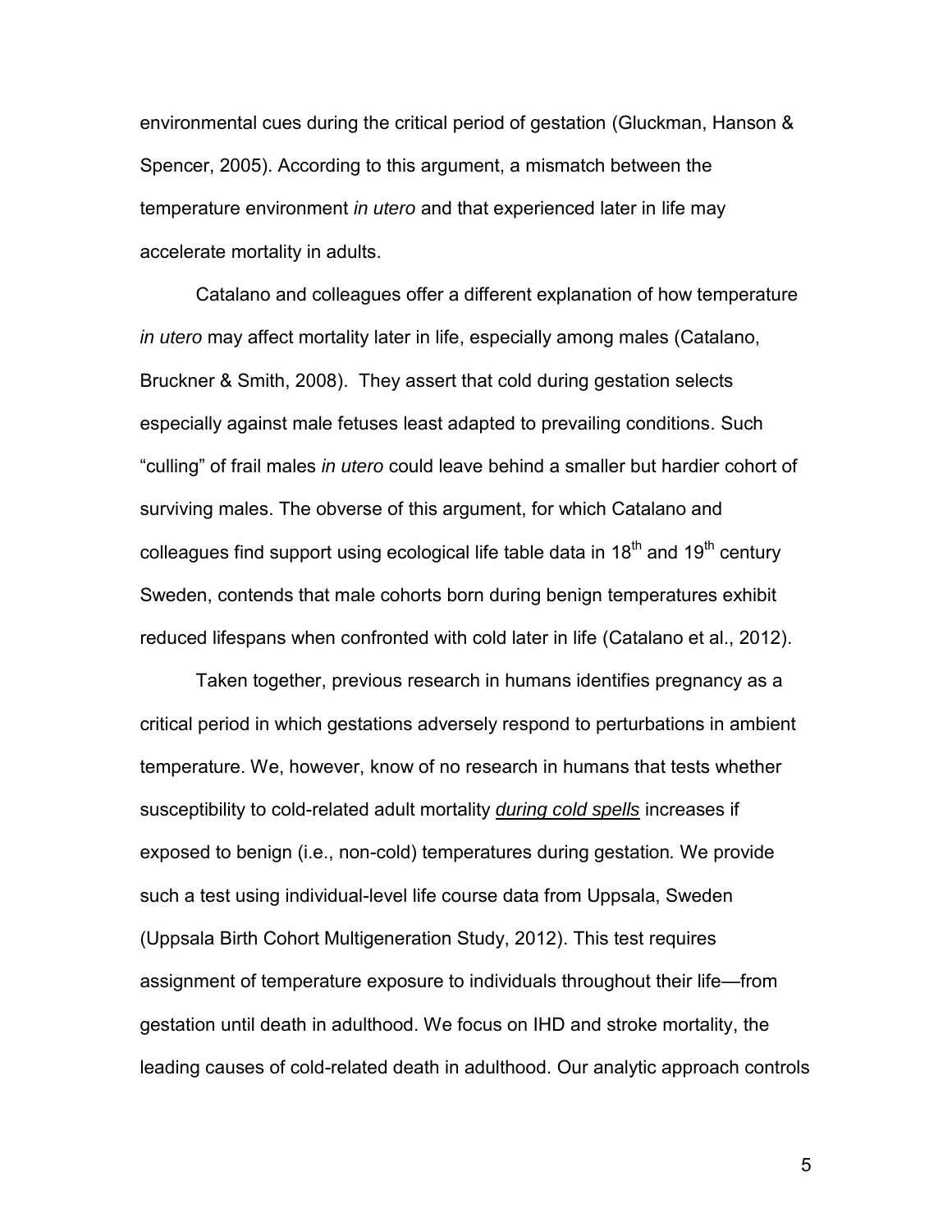environmental cues during the critical period of gestation (Gluckman, Hanson & Spencer, 2005). According to this argument, a mismatch between the temperature environment *in utero* and that experienced later in life may accelerate mortality in adults.

Catalano and colleagues offer a different explanation of how temperature *in utero* may affect mortality later in life, especially among males (Catalano, Bruckner & Smith, 2008). They assert that cold during gestation selects especially against male fetuses least adapted to prevailing conditions. Such "culling" of frail males *in utero* could leave behind a smaller but hardier cohort of surviving males. The obverse of this argument, for which Catalano and colleagues find support using ecological life table data in 18th and 19th century Sweden, contends that male cohorts born during benign temperatures exhibit reduced lifespans when confronted with cold later in life (Catalano et al., 2012).

Taken together, previous research in humans identifies pregnancy as a critical period in which gestations adversely respond to perturbations in ambient temperature. We, however, know of no research in humans that tests whether susceptibility to cold-related adult mortality *during cold spells* increases if exposed to benign (i.e., non-cold) temperatures during gestation. We provide such a test using individual-level life course data from Uppsala, Sweden (Uppsala Birth Cohort Multigeneration Study, 2012). This test requires assignment of temperature exposure to individuals throughout their life—from gestation until death in adulthood. We focus on IHD and stroke mortality, the leading causes of cold-related death in adulthood. Our analytic approach controls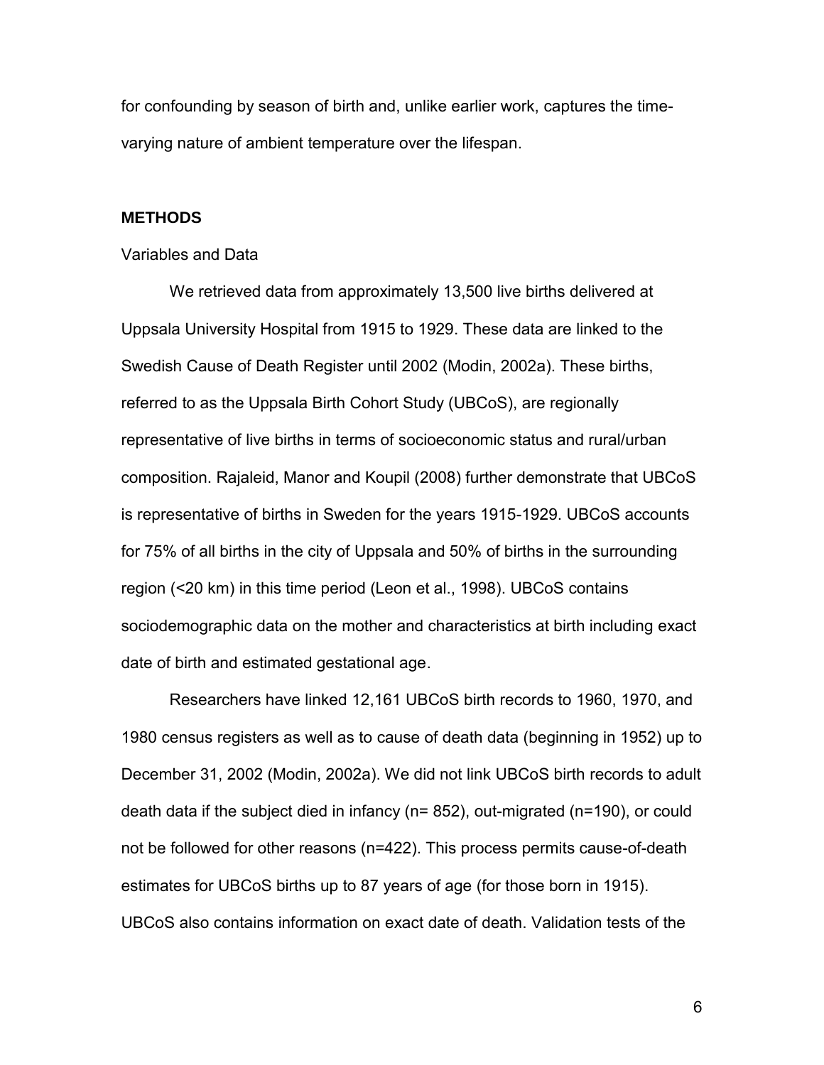for confounding by season of birth and, unlike earlier work, captures the time-varying nature of ambient temperature over the lifespan.

## METHODS

Variables and Data

We retrieved data from approximately 13,500 live births delivered at Uppsala University Hospital from 1915 to 1929. These data are linked to the Swedish Cause of Death Register until 2002 (Modin, 2002a). These births, referred to as the Uppsala Birth Cohort Study (UBCoS), are regionally representative of live births in terms of socioeconomic status and rural/urban composition. Rajaleid, Manor and Koupil (2008) further demonstrate that UBCoS is representative of births in Sweden for the years 1915-1929. UBCoS accounts for 75% of all births in the city of Uppsala and 50% of births in the surrounding region (<20 km) in this time period (Leon et al., 1998). UBCoS contains sociodemographic data on the mother and characteristics at birth including exact date of birth and estimated gestational age.

Researchers have linked 12,161 UBCoS birth records to 1960, 1970, and 1980 census registers as well as to cause of death data (beginning in 1952) up to December 31, 2002 (Modin, 2002a). We did not link UBCoS birth records to adult death data if the subject died in infancy (n= 852), out-migrated (n=190), or could not be followed for other reasons (n=422). This process permits cause-of-death estimates for UBCoS births up to 87 years of age (for those born in 1915). UBCoS also contains information on exact date of death. Validation tests of the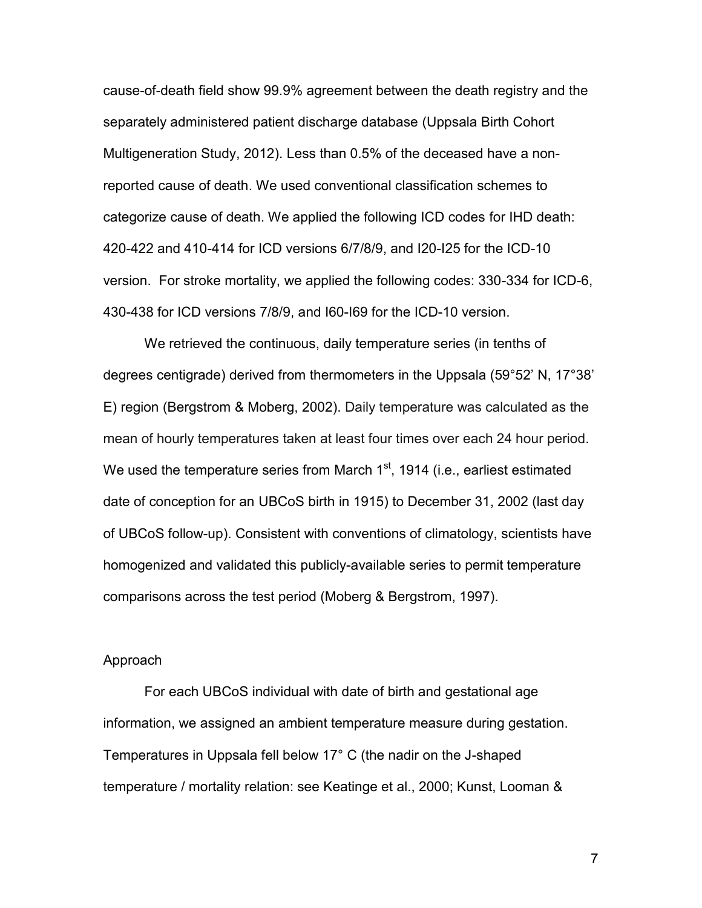cause-of-death field show 99.9% agreement between the death registry and the separately administered patient discharge database (Uppsala Birth Cohort Multigeneration Study, 2012). Less than 0.5% of the deceased have a non-reported cause of death. We used conventional classification schemes to categorize cause of death. We applied the following ICD codes for IHD death: 420-422 and 410-414 for ICD versions 6/7/8/9, and I20-I25 for the ICD-10 version. For stroke mortality, we applied the following codes: 330-334 for ICD-6, 430-438 for ICD versions 7/8/9, and I60-I69 for the ICD-10 version.

We retrieved the continuous, daily temperature series (in tenths of degrees centigrade) derived from thermometers in the Uppsala (59°52' N, 17°38' E) region (Bergstrom & Moberg, 2002). Daily temperature was calculated as the mean of hourly temperatures taken at least four times over each 24 hour period. We used the temperature series from March 1st, 1914 (i.e., earliest estimated date of conception for an UBCoS birth in 1915) to December 31, 2002 (last day of UBCoS follow-up). Consistent with conventions of climatology, scientists have homogenized and validated this publicly-available series to permit temperature comparisons across the test period (Moberg & Bergstrom, 1997).

## Approach

For each UBCoS individual with date of birth and gestational age information, we assigned an ambient temperature measure during gestation. Temperatures in Uppsala fell below 17° C (the nadir on the J-shaped temperature / mortality relation: see Keatinge et al., 2000; Kunst, Looman &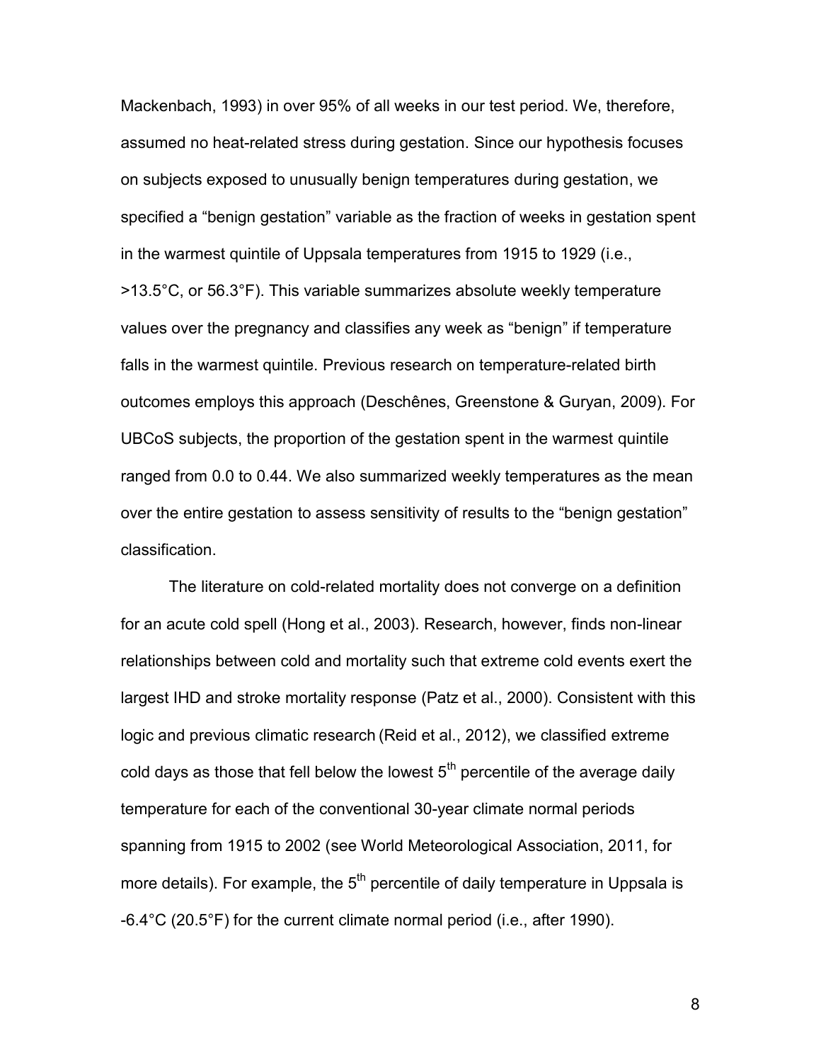Mackenbach, 1993) in over 95% of all weeks in our test period. We, therefore, assumed no heat-related stress during gestation. Since our hypothesis focuses on subjects exposed to unusually benign temperatures during gestation, we specified a "benign gestation" variable as the fraction of weeks in gestation spent in the warmest quintile of Uppsala temperatures from 1915 to 1929 (i.e., >13.5°C, or 56.3°F). This variable summarizes absolute weekly temperature values over the pregnancy and classifies any week as "benign" if temperature falls in the warmest quintile. Previous research on temperature-related birth outcomes employs this approach (Deschênes, Greenstone & Guryan, 2009). For UBCoS subjects, the proportion of the gestation spent in the warmest quintile ranged from 0.0 to 0.44. We also summarized weekly temperatures as the mean over the entire gestation to assess sensitivity of results to the "benign gestation" classification.

The literature on cold-related mortality does not converge on a definition for an acute cold spell (Hong et al., 2003). Research, however, finds non-linear relationships between cold and mortality such that extreme cold events exert the largest IHD and stroke mortality response (Patz et al., 2000). Consistent with this logic and previous climatic research (Reid et al., 2012), we classified extreme cold days as those that fell below the lowest 5$^{th}$ percentile of the average daily temperature for each of the conventional 30-year climate normal periods spanning from 1915 to 2002 (see World Meteorological Association, 2011, for more details). For example, the 5$^{th}$ percentile of daily temperature in Uppsala is -6.4°C (20.5°F) for the current climate normal period (i.e., after 1990).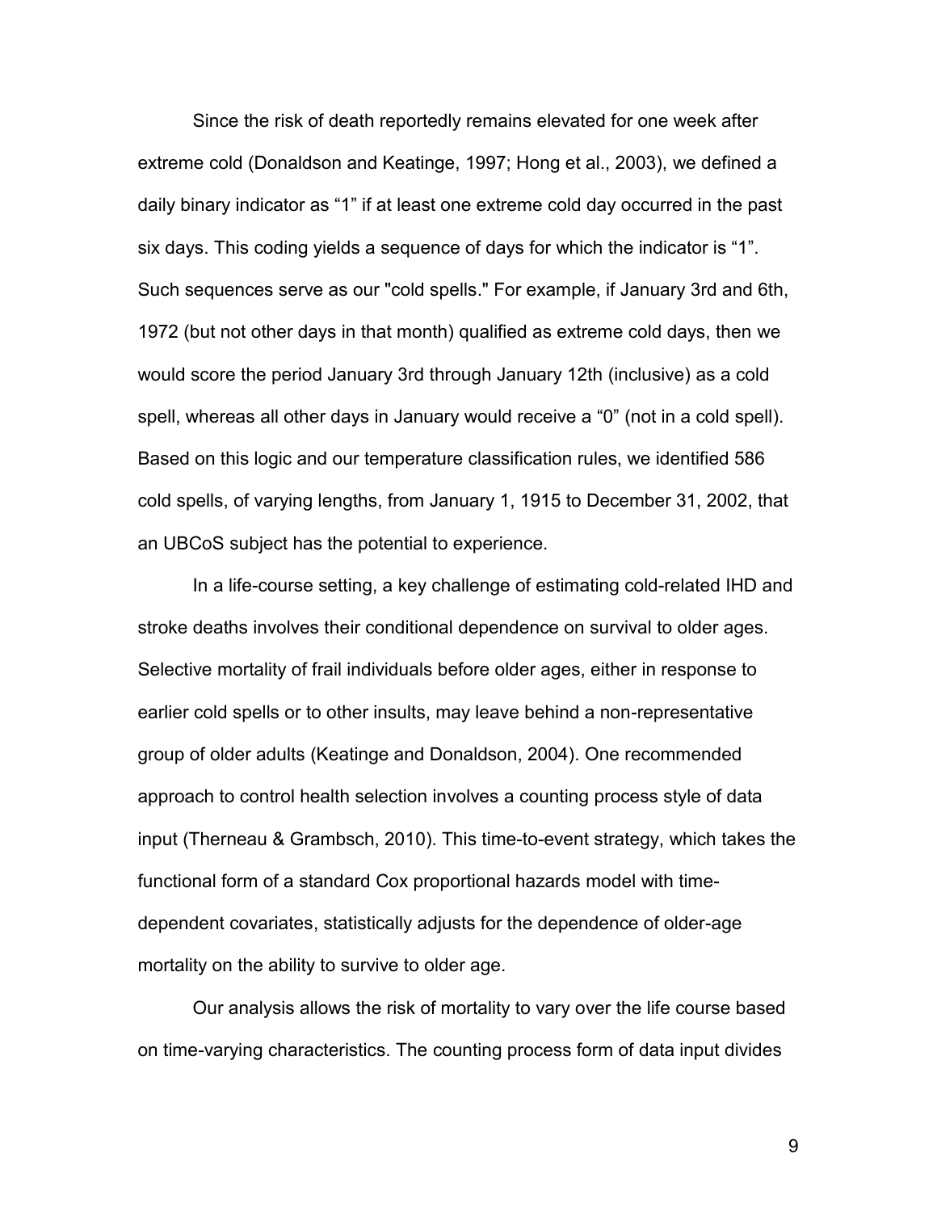Since the risk of death reportedly remains elevated for one week after extreme cold (Donaldson and Keatinge, 1997; Hong et al., 2003), we defined a daily binary indicator as "1" if at least one extreme cold day occurred in the past six days. This coding yields a sequence of days for which the indicator is "1". Such sequences serve as our "cold spells." For example, if January 3rd and 6th, 1972 (but not other days in that month) qualified as extreme cold days, then we would score the period January 3rd through January 12th (inclusive) as a cold spell, whereas all other days in January would receive a "0" (not in a cold spell). Based on this logic and our temperature classification rules, we identified 586 cold spells, of varying lengths, from January 1, 1915 to December 31, 2002, that an UBCoS subject has the potential to experience.

In a life-course setting, a key challenge of estimating cold-related IHD and stroke deaths involves their conditional dependence on survival to older ages. Selective mortality of frail individuals before older ages, either in response to earlier cold spells or to other insults, may leave behind a non-representative group of older adults (Keatinge and Donaldson, 2004). One recommended approach to control health selection involves a counting process style of data input (Therneau & Grambsch, 2010). This time-to-event strategy, which takes the functional form of a standard Cox proportional hazards model with time-dependent covariates, statistically adjusts for the dependence of older-age mortality on the ability to survive to older age.

Our analysis allows the risk of mortality to vary over the life course based on time-varying characteristics. The counting process form of data input divides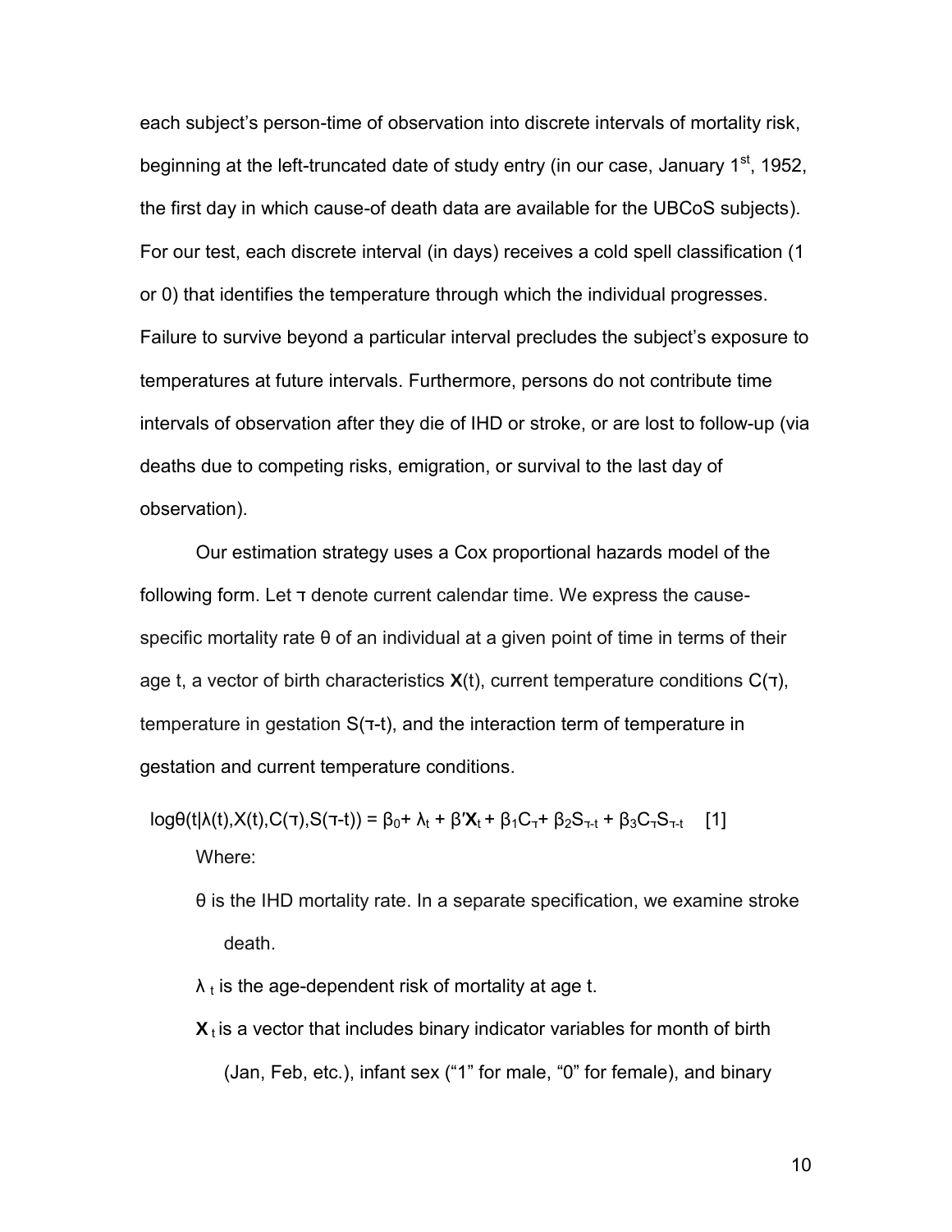each subject's person-time of observation into discrete intervals of mortality risk, beginning at the left-truncated date of study entry (in our case, January 1st, 1952, the first day in which cause-of death data are available for the UBCoS subjects). For our test, each discrete interval (in days) receives a cold spell classification (1 or 0) that identifies the temperature through which the individual progresses. Failure to survive beyond a particular interval precludes the subject's exposure to temperatures at future intervals. Furthermore, persons do not contribute time intervals of observation after they die of IHD or stroke, or are lost to follow-up (via deaths due to competing risks, emigration, or survival to the last day of observation).

Our estimation strategy uses a Cox proportional hazards model of the following form. Let $\tau$ denote current calendar time. We express the cause-specific mortality rate $\theta$ of an individual at a given point of time in terms of their age t, a vector of birth characteristics $\mathbf{X}(t)$, current temperature conditions $C(\tau)$, temperature in gestation $S(\tau\text{-}t)$, and the interaction term of temperature in gestation and current temperature conditions.

$$\log\theta(t|\lambda(t),X(t),C(\tau),S(\tau\text{-}t)) = \beta_0 + \lambda_t + \beta'\mathbf{X}_t + \beta_1 C_\tau + \beta_2 S_{\tau\text{-}t} + \beta_3 C_\tau S_{\tau\text{-}t} \quad [1]$$

Where:

- $\theta$ is the IHD mortality rate. In a separate specification, we examine stroke death.
- $\lambda_t$ is the age-dependent risk of mortality at age t.
- $\mathbf{X}_t$ is a vector that includes binary indicator variables for month of birth (Jan, Feb, etc.), infant sex ("1" for male, "0" for female), and binary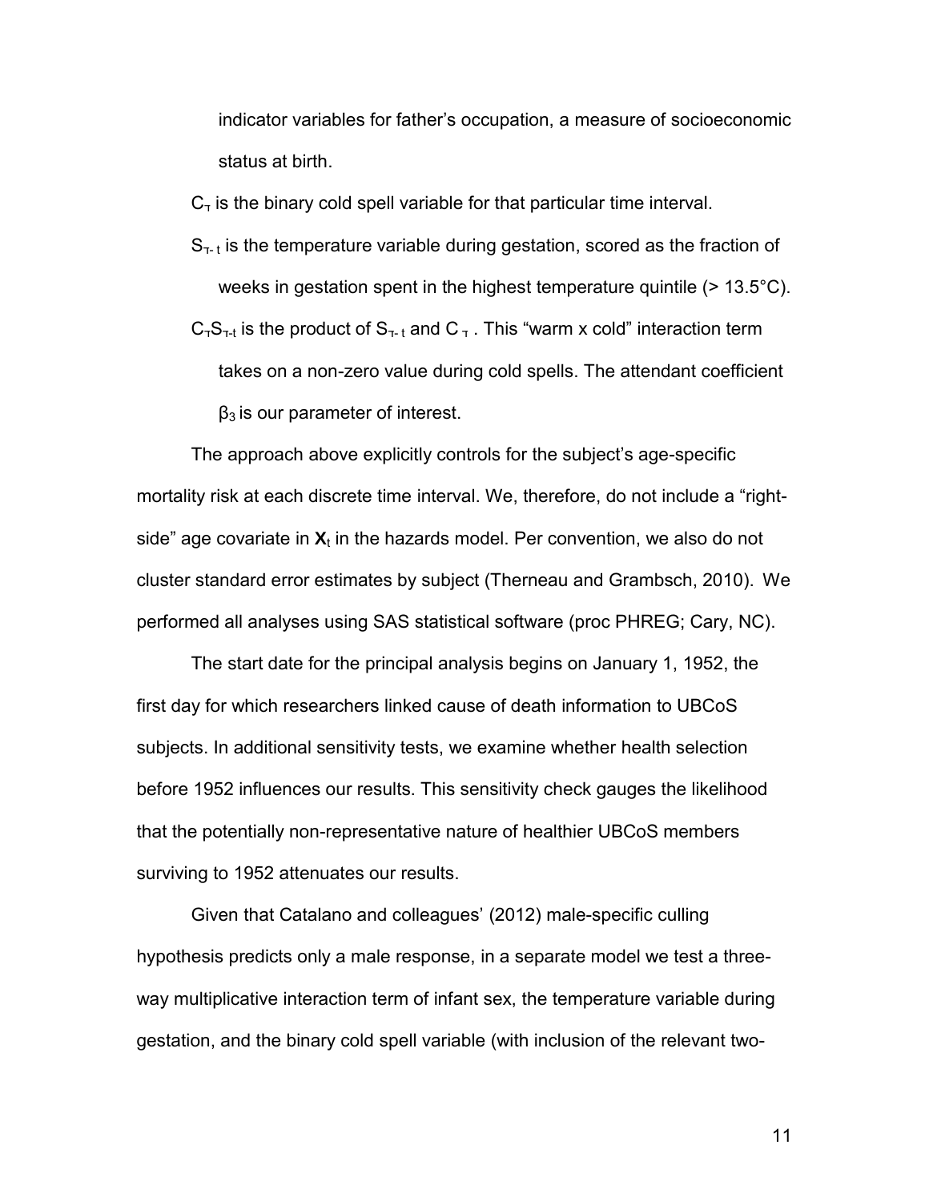indicator variables for father's occupation, a measure of socioeconomic status at birth.

$C_T$ is the binary cold spell variable for that particular time interval.

$S_{T-t}$ is the temperature variable during gestation, scored as the fraction of weeks in gestation spent in the highest temperature quintile (> 13.5°C).

$C_T S_{T-t}$ is the product of $S_{T-t}$ and $C_T$. This "warm x cold" interaction term takes on a non-zero value during cold spells. The attendant coefficient $\beta_3$ is our parameter of interest.

The approach above explicitly controls for the subject's age-specific mortality risk at each discrete time interval. We, therefore, do not include a "right-side" age covariate in $\mathbf{X}_t$ in the hazards model. Per convention, we also do not cluster standard error estimates by subject (Therneau and Grambsch, 2010). We performed all analyses using SAS statistical software (proc PHREG; Cary, NC).

The start date for the principal analysis begins on January 1, 1952, the first day for which researchers linked cause of death information to UBCoS subjects. In additional sensitivity tests, we examine whether health selection before 1952 influences our results. This sensitivity check gauges the likelihood that the potentially non-representative nature of healthier UBCoS members surviving to 1952 attenuates our results.

Given that Catalano and colleagues' (2012) male-specific culling hypothesis predicts only a male response, in a separate model we test a three-way multiplicative interaction term of infant sex, the temperature variable during gestation, and the binary cold spell variable (with inclusion of the relevant two-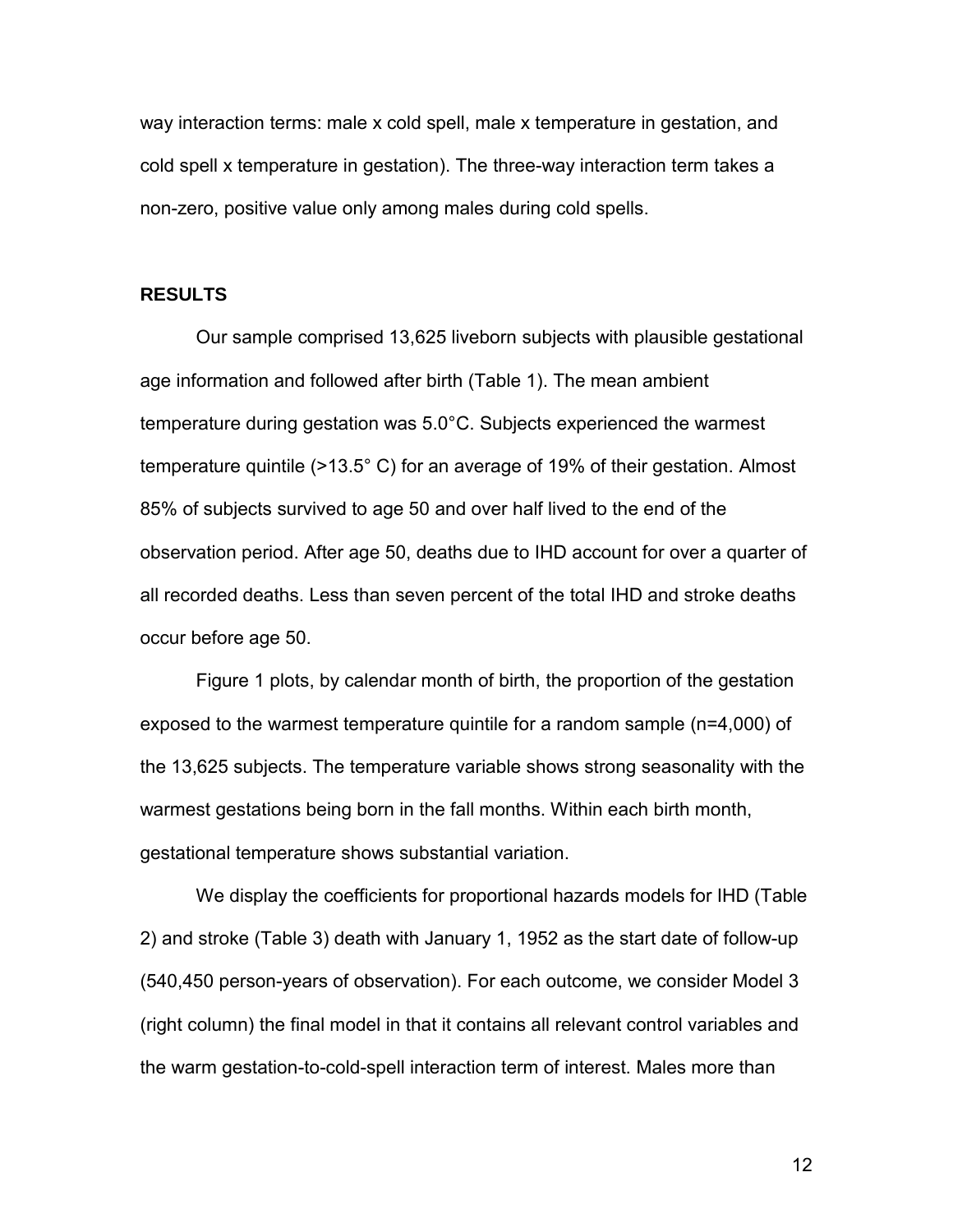way interaction terms: male x cold spell, male x temperature in gestation, and cold spell x temperature in gestation). The three-way interaction term takes a non-zero, positive value only among males during cold spells.

## RESULTS

Our sample comprised 13,625 liveborn subjects with plausible gestational age information and followed after birth (Table 1). The mean ambient temperature during gestation was 5.0°C. Subjects experienced the warmest temperature quintile (>13.5° C) for an average of 19% of their gestation. Almost 85% of subjects survived to age 50 and over half lived to the end of the observation period. After age 50, deaths due to IHD account for over a quarter of all recorded deaths. Less than seven percent of the total IHD and stroke deaths occur before age 50.

Figure 1 plots, by calendar month of birth, the proportion of the gestation exposed to the warmest temperature quintile for a random sample (n=4,000) of the 13,625 subjects. The temperature variable shows strong seasonality with the warmest gestations being born in the fall months. Within each birth month, gestational temperature shows substantial variation.

We display the coefficients for proportional hazards models for IHD (Table 2) and stroke (Table 3) death with January 1, 1952 as the start date of follow-up (540,450 person-years of observation). For each outcome, we consider Model 3 (right column) the final model in that it contains all relevant control variables and the warm gestation-to-cold-spell interaction term of interest. Males more than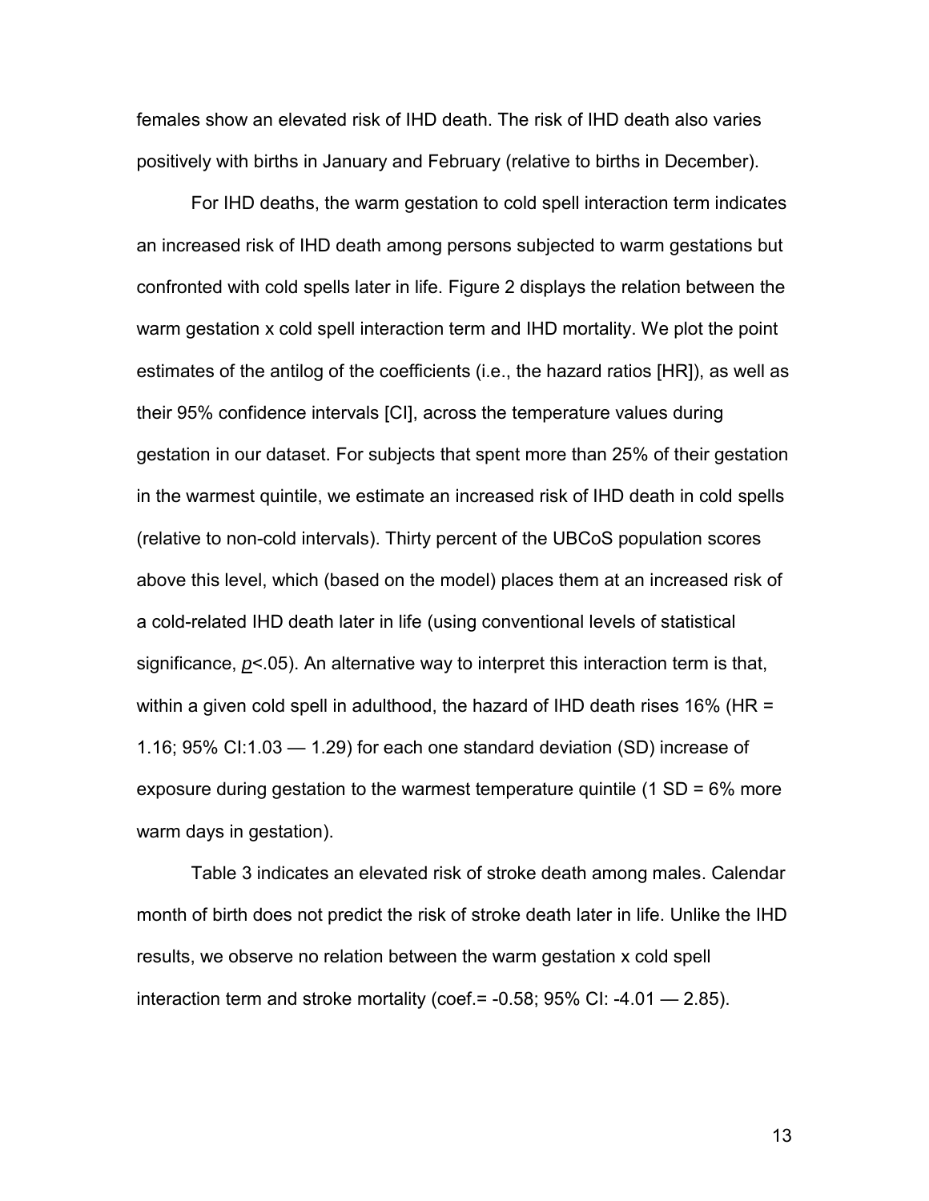females show an elevated risk of IHD death. The risk of IHD death also varies positively with births in January and February (relative to births in December).

For IHD deaths, the warm gestation to cold spell interaction term indicates an increased risk of IHD death among persons subjected to warm gestations but confronted with cold spells later in life. Figure 2 displays the relation between the warm gestation x cold spell interaction term and IHD mortality. We plot the point estimates of the antilog of the coefficients (i.e., the hazard ratios [HR]), as well as their 95% confidence intervals [CI], across the temperature values during gestation in our dataset. For subjects that spent more than 25% of their gestation in the warmest quintile, we estimate an increased risk of IHD death in cold spells (relative to non-cold intervals). Thirty percent of the UBCoS population scores above this level, which (based on the model) places them at an increased risk of a cold-related IHD death later in life (using conventional levels of statistical significance, $p<.05$). An alternative way to interpret this interaction term is that, within a given cold spell in adulthood, the hazard of IHD death rises 16% (HR = 1.16; 95% CI:1.03 — 1.29) for each one standard deviation (SD) increase of exposure during gestation to the warmest temperature quintile (1 SD = 6% more warm days in gestation).

Table 3 indicates an elevated risk of stroke death among males. Calendar month of birth does not predict the risk of stroke death later in life. Unlike the IHD results, we observe no relation between the warm gestation x cold spell interaction term and stroke mortality (coef.= -0.58; 95% CI: -4.01 — 2.85).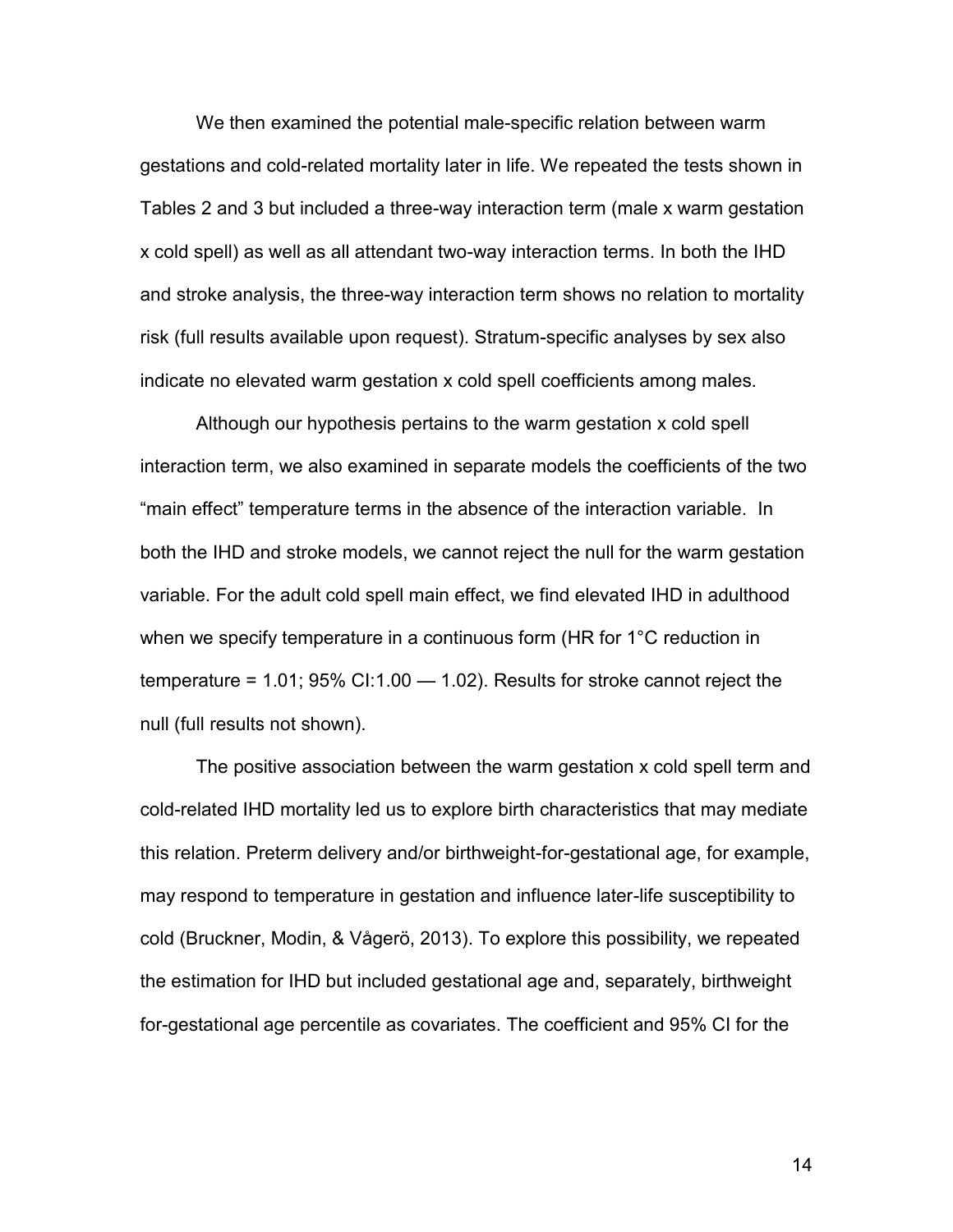We then examined the potential male-specific relation between warm gestations and cold-related mortality later in life. We repeated the tests shown in Tables 2 and 3 but included a three-way interaction term (male x warm gestation x cold spell) as well as all attendant two-way interaction terms. In both the IHD and stroke analysis, the three-way interaction term shows no relation to mortality risk (full results available upon request). Stratum-specific analyses by sex also indicate no elevated warm gestation x cold spell coefficients among males.

Although our hypothesis pertains to the warm gestation x cold spell interaction term, we also examined in separate models the coefficients of the two "main effect" temperature terms in the absence of the interaction variable. In both the IHD and stroke models, we cannot reject the null for the warm gestation variable. For the adult cold spell main effect, we find elevated IHD in adulthood when we specify temperature in a continuous form (HR for 1°C reduction in temperature = 1.01; 95% CI:1.00 — 1.02). Results for stroke cannot reject the null (full results not shown).

The positive association between the warm gestation x cold spell term and cold-related IHD mortality led us to explore birth characteristics that may mediate this relation. Preterm delivery and/or birthweight-for-gestational age, for example, may respond to temperature in gestation and influence later-life susceptibility to cold (Bruckner, Modin, & Vågerö, 2013). To explore this possibility, we repeated the estimation for IHD but included gestational age and, separately, birthweight for-gestational age percentile as covariates. The coefficient and 95% CI for the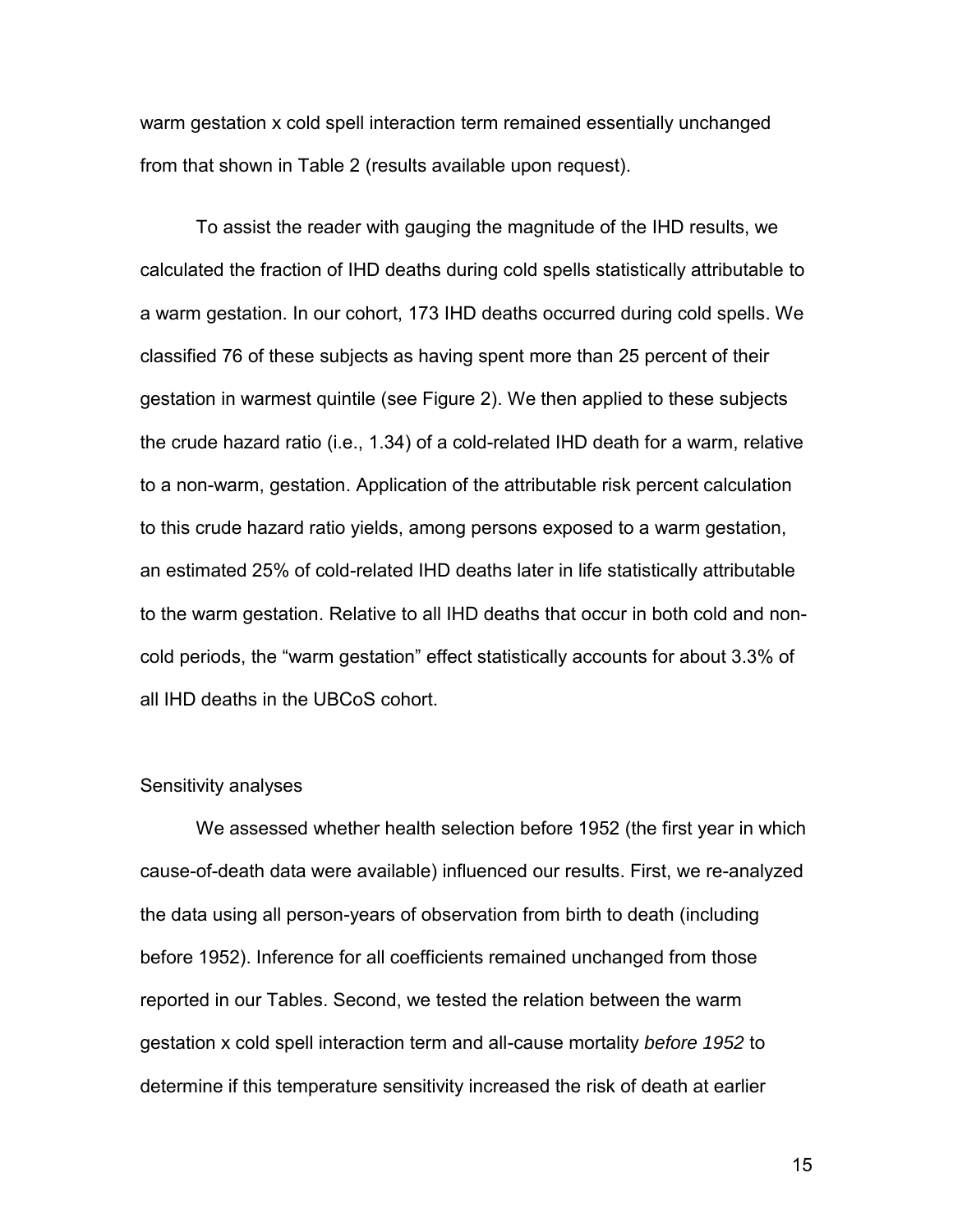warm gestation x cold spell interaction term remained essentially unchanged from that shown in Table 2 (results available upon request).

To assist the reader with gauging the magnitude of the IHD results, we calculated the fraction of IHD deaths during cold spells statistically attributable to a warm gestation. In our cohort, 173 IHD deaths occurred during cold spells. We classified 76 of these subjects as having spent more than 25 percent of their gestation in warmest quintile (see Figure 2). We then applied to these subjects the crude hazard ratio (i.e., 1.34) of a cold-related IHD death for a warm, relative to a non-warm, gestation. Application of the attributable risk percent calculation to this crude hazard ratio yields, among persons exposed to a warm gestation, an estimated 25% of cold-related IHD deaths later in life statistically attributable to the warm gestation. Relative to all IHD deaths that occur in both cold and non-cold periods, the "warm gestation" effect statistically accounts for about 3.3% of all IHD deaths in the UBCoS cohort.

## Sensitivity analyses

We assessed whether health selection before 1952 (the first year in which cause-of-death data were available) influenced our results. First, we re-analyzed the data using all person-years of observation from birth to death (including before 1952). Inference for all coefficients remained unchanged from those reported in our Tables. Second, we tested the relation between the warm gestation x cold spell interaction term and all-cause mortality *before 1952* to determine if this temperature sensitivity increased the risk of death at earlier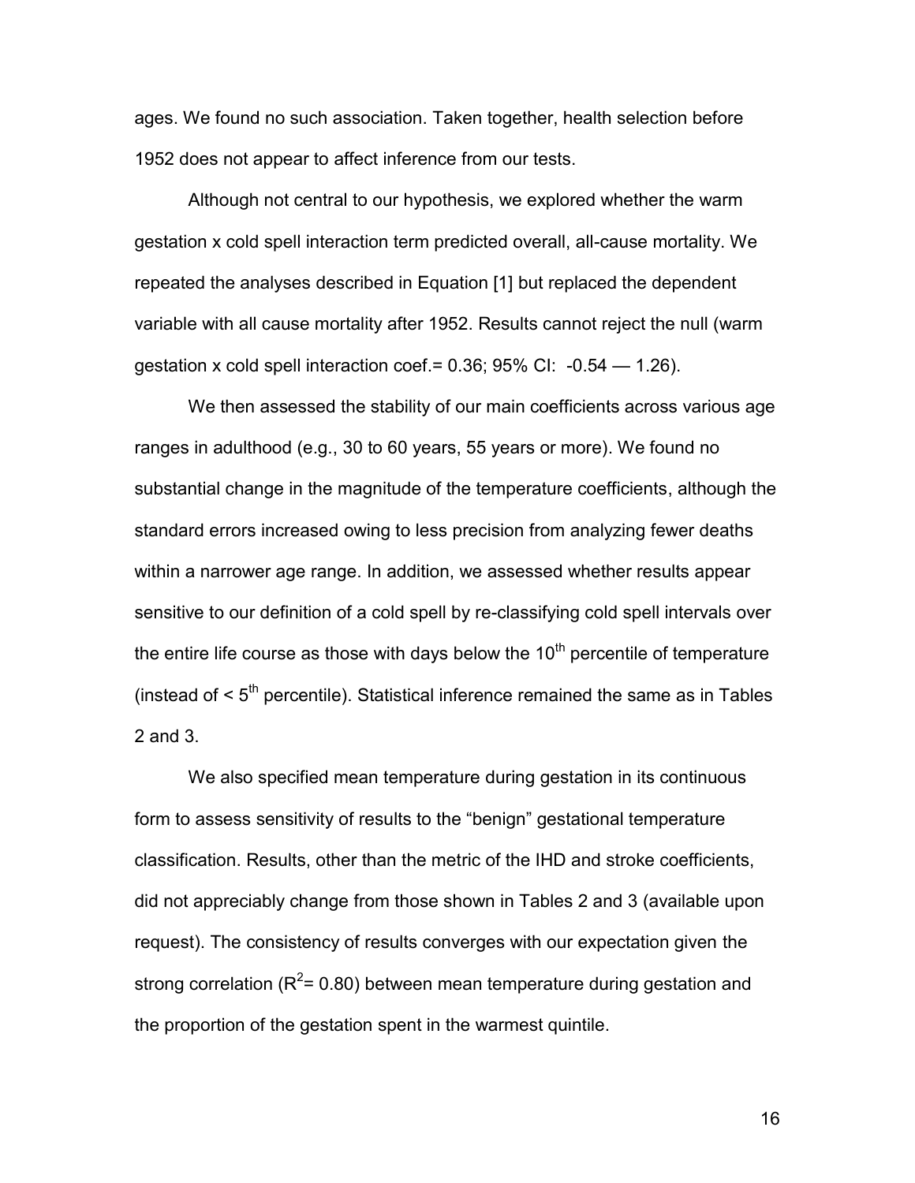ages. We found no such association. Taken together, health selection before 1952 does not appear to affect inference from our tests.

Although not central to our hypothesis, we explored whether the warm gestation x cold spell interaction term predicted overall, all-cause mortality. We repeated the analyses described in Equation [1] but replaced the dependent variable with all cause mortality after 1952. Results cannot reject the null (warm gestation x cold spell interaction coef.= 0.36; 95% CI: -0.54 — 1.26).

We then assessed the stability of our main coefficients across various age ranges in adulthood (e.g., 30 to 60 years, 55 years or more). We found no substantial change in the magnitude of the temperature coefficients, although the standard errors increased owing to less precision from analyzing fewer deaths within a narrower age range. In addition, we assessed whether results appear sensitive to our definition of a cold spell by re-classifying cold spell intervals over the entire life course as those with days below the $10^{th}$ percentile of temperature (instead of < $5^{th}$ percentile). Statistical inference remained the same as in Tables 2 and 3.

We also specified mean temperature during gestation in its continuous form to assess sensitivity of results to the "benign" gestational temperature classification. Results, other than the metric of the IHD and stroke coefficients, did not appreciably change from those shown in Tables 2 and 3 (available upon request). The consistency of results converges with our expectation given the strong correlation ($R^2$= 0.80) between mean temperature during gestation and the proportion of the gestation spent in the warmest quintile.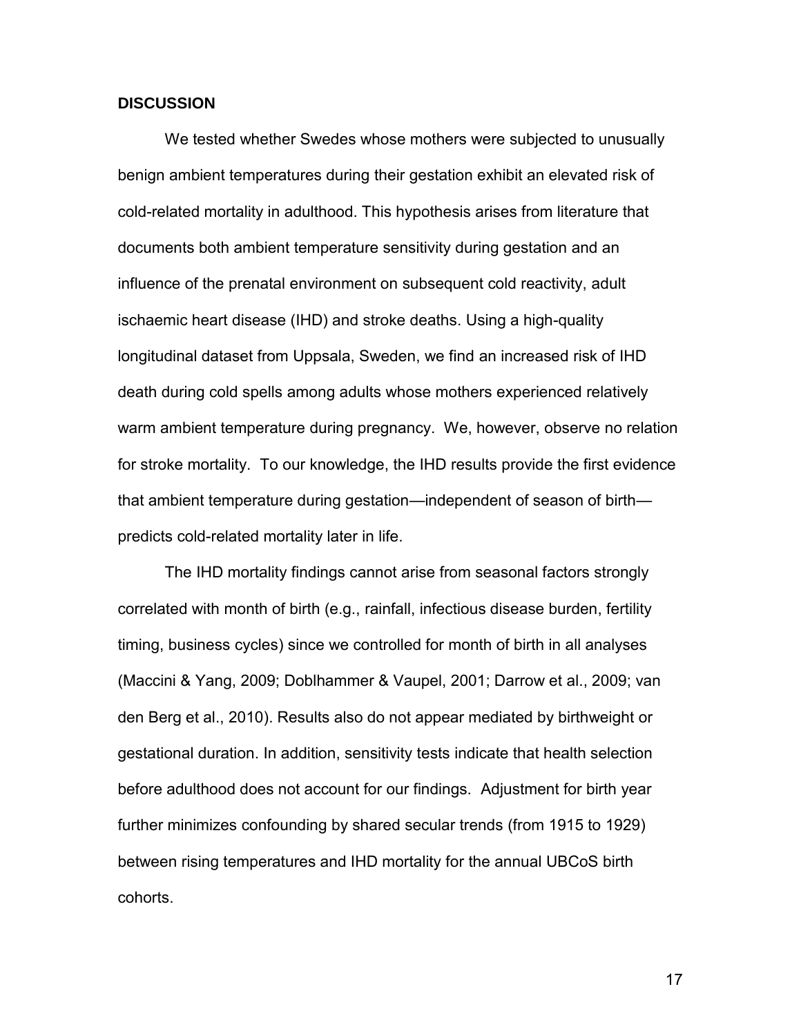## DISCUSSION

We tested whether Swedes whose mothers were subjected to unusually benign ambient temperatures during their gestation exhibit an elevated risk of cold-related mortality in adulthood. This hypothesis arises from literature that documents both ambient temperature sensitivity during gestation and an influence of the prenatal environment on subsequent cold reactivity, adult ischaemic heart disease (IHD) and stroke deaths. Using a high-quality longitudinal dataset from Uppsala, Sweden, we find an increased risk of IHD death during cold spells among adults whose mothers experienced relatively warm ambient temperature during pregnancy. We, however, observe no relation for stroke mortality. To our knowledge, the IHD results provide the first evidence that ambient temperature during gestation—independent of season of birth—predicts cold-related mortality later in life.

The IHD mortality findings cannot arise from seasonal factors strongly correlated with month of birth (e.g., rainfall, infectious disease burden, fertility timing, business cycles) since we controlled for month of birth in all analyses (Maccini & Yang, 2009; Doblhammer & Vaupel, 2001; Darrow et al., 2009; van den Berg et al., 2010). Results also do not appear mediated by birthweight or gestational duration. In addition, sensitivity tests indicate that health selection before adulthood does not account for our findings. Adjustment for birth year further minimizes confounding by shared secular trends (from 1915 to 1929) between rising temperatures and IHD mortality for the annual UBCoS birth cohorts.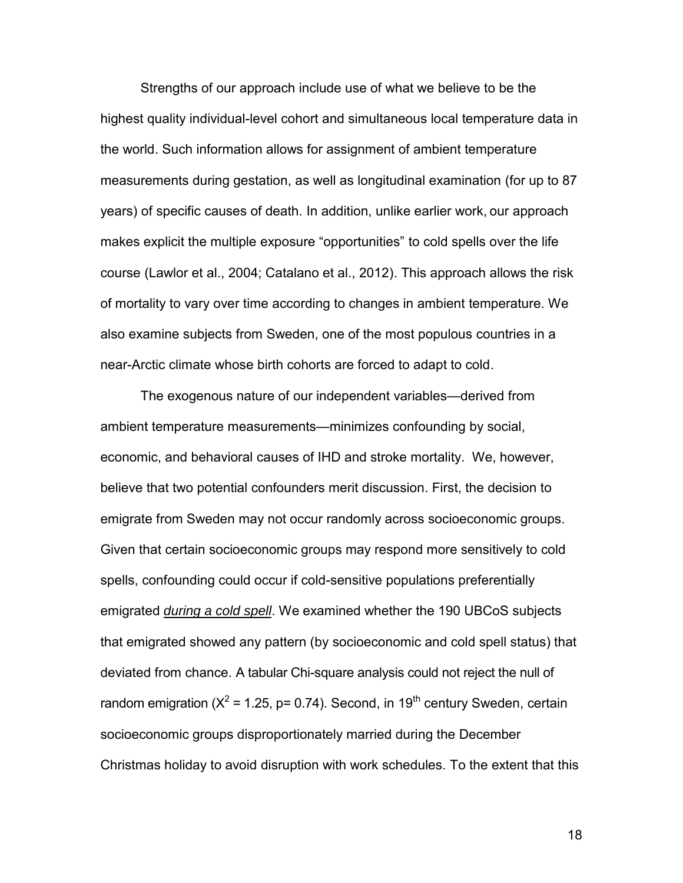Strengths of our approach include use of what we believe to be the highest quality individual-level cohort and simultaneous local temperature data in the world. Such information allows for assignment of ambient temperature measurements during gestation, as well as longitudinal examination (for up to 87 years) of specific causes of death. In addition, unlike earlier work, our approach makes explicit the multiple exposure "opportunities" to cold spells over the life course (Lawlor et al., 2004; Catalano et al., 2012). This approach allows the risk of mortality to vary over time according to changes in ambient temperature. We also examine subjects from Sweden, one of the most populous countries in a near-Arctic climate whose birth cohorts are forced to adapt to cold.

The exogenous nature of our independent variables—derived from ambient temperature measurements—minimizes confounding by social, economic, and behavioral causes of IHD and stroke mortality. We, however, believe that two potential confounders merit discussion. First, the decision to emigrate from Sweden may not occur randomly across socioeconomic groups. Given that certain socioeconomic groups may respond more sensitively to cold spells, confounding could occur if cold-sensitive populations preferentially emigrated *during a cold spell*. We examined whether the 190 UBCoS subjects that emigrated showed any pattern (by socioeconomic and cold spell status) that deviated from chance. A tabular Chi-square analysis could not reject the null of random emigration ($X^2 = 1.25$, $p = 0.74$). Second, in 19th century Sweden, certain socioeconomic groups disproportionately married during the December Christmas holiday to avoid disruption with work schedules. To the extent that this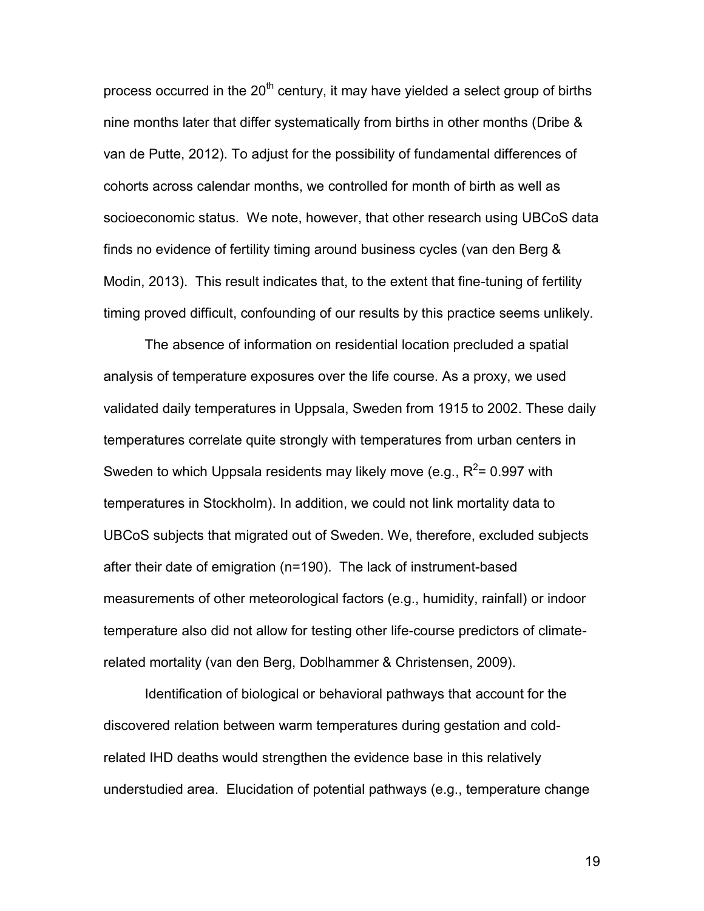process occurred in the 20th century, it may have yielded a select group of births nine months later that differ systematically from births in other months (Dribe & van de Putte, 2012). To adjust for the possibility of fundamental differences of cohorts across calendar months, we controlled for month of birth as well as socioeconomic status. We note, however, that other research using UBCoS data finds no evidence of fertility timing around business cycles (van den Berg & Modin, 2013). This result indicates that, to the extent that fine-tuning of fertility timing proved difficult, confounding of our results by this practice seems unlikely.

The absence of information on residential location precluded a spatial analysis of temperature exposures over the life course. As a proxy, we used validated daily temperatures in Uppsala, Sweden from 1915 to 2002. These daily temperatures correlate quite strongly with temperatures from urban centers in Sweden to which Uppsala residents may likely move (e.g., $R^2$= 0.997 with temperatures in Stockholm). In addition, we could not link mortality data to UBCoS subjects that migrated out of Sweden. We, therefore, excluded subjects after their date of emigration (n=190). The lack of instrument-based measurements of other meteorological factors (e.g., humidity, rainfall) or indoor temperature also did not allow for testing other life-course predictors of climate-related mortality (van den Berg, Doblhammer & Christensen, 2009).

Identification of biological or behavioral pathways that account for the discovered relation between warm temperatures during gestation and cold-related IHD deaths would strengthen the evidence base in this relatively understudied area. Elucidation of potential pathways (e.g., temperature change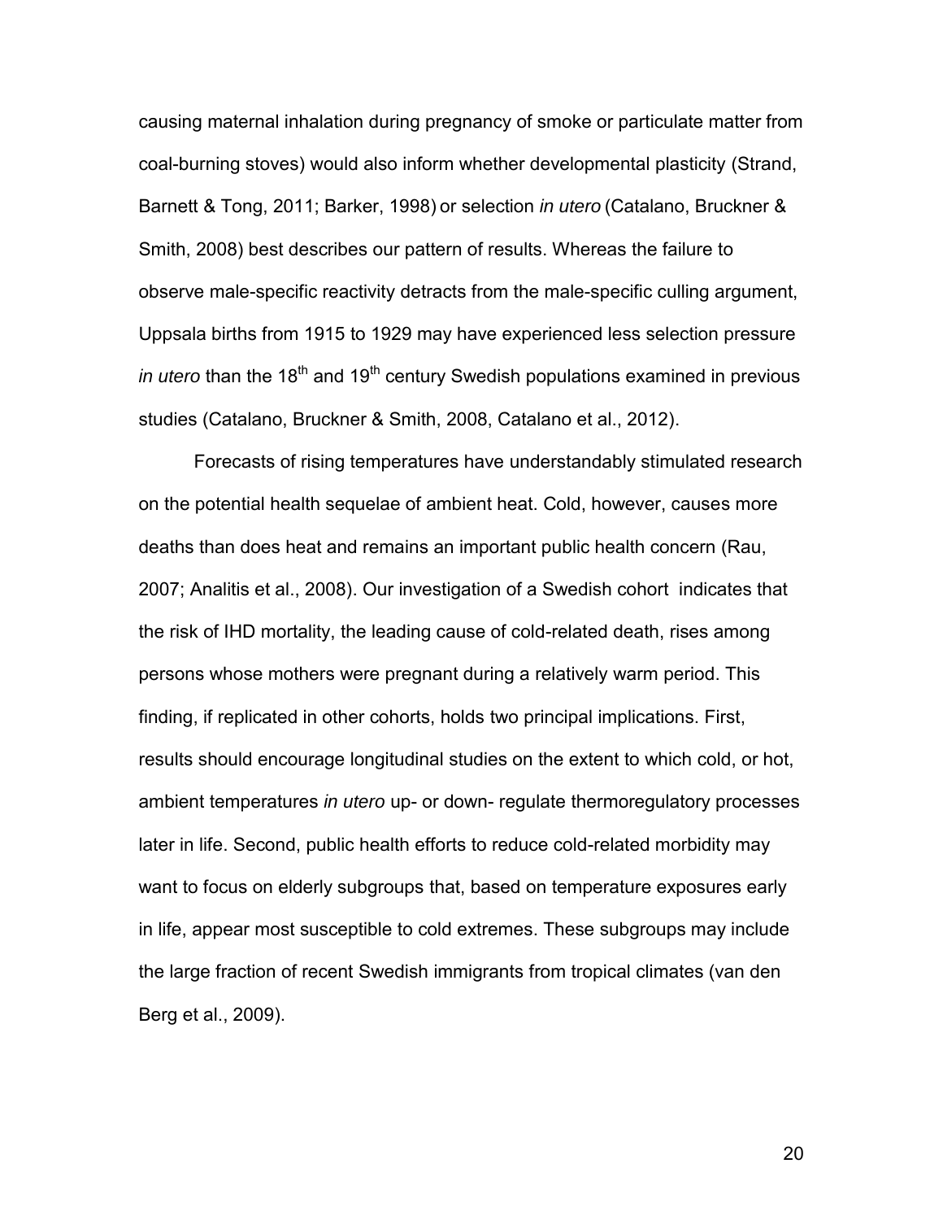causing maternal inhalation during pregnancy of smoke or particulate matter from coal-burning stoves) would also inform whether developmental plasticity (Strand, Barnett & Tong, 2011; Barker, 1998) or selection *in utero* (Catalano, Bruckner & Smith, 2008) best describes our pattern of results. Whereas the failure to observe male-specific reactivity detracts from the male-specific culling argument, Uppsala births from 1915 to 1929 may have experienced less selection pressure *in utero* than the 18$^{th}$ and 19$^{th}$ century Swedish populations examined in previous studies (Catalano, Bruckner & Smith, 2008, Catalano et al., 2012).

Forecasts of rising temperatures have understandably stimulated research on the potential health sequelae of ambient heat. Cold, however, causes more deaths than does heat and remains an important public health concern (Rau, 2007; Analitis et al., 2008). Our investigation of a Swedish cohort indicates that the risk of IHD mortality, the leading cause of cold-related death, rises among persons whose mothers were pregnant during a relatively warm period. This finding, if replicated in other cohorts, holds two principal implications. First, results should encourage longitudinal studies on the extent to which cold, or hot, ambient temperatures *in utero* up- or down- regulate thermoregulatory processes later in life. Second, public health efforts to reduce cold-related morbidity may want to focus on elderly subgroups that, based on temperature exposures early in life, appear most susceptible to cold extremes. These subgroups may include the large fraction of recent Swedish immigrants from tropical climates (van den Berg et al., 2009).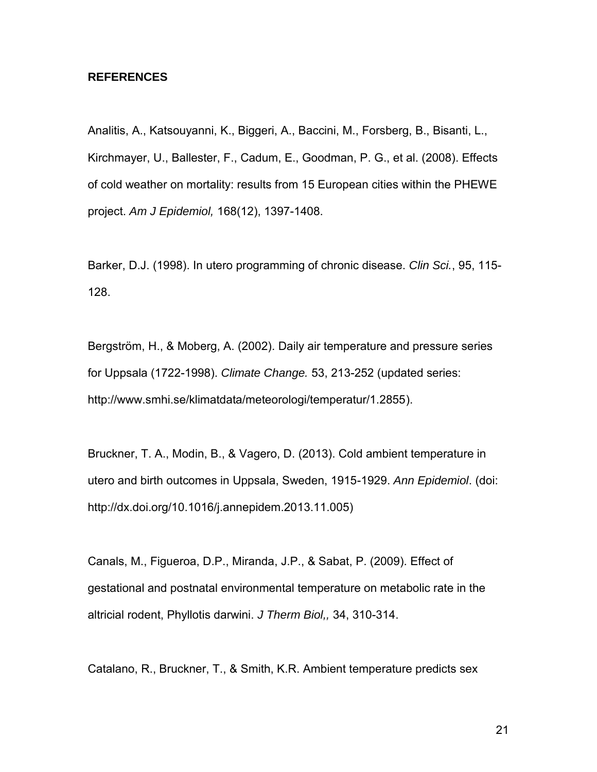**REFERENCES**

Analitis, A., Katsouyanni, K., Biggeri, A., Baccini, M., Forsberg, B., Bisanti, L., Kirchmayer, U., Ballester, F., Cadum, E., Goodman, P. G., et al. (2008). Effects of cold weather on mortality: results from 15 European cities within the PHEWE project. *Am J Epidemiol,* 168(12), 1397-1408.

Barker, D.J. (1998). In utero programming of chronic disease. *Clin Sci.*, 95, 115-128.

Bergström, H., & Moberg, A. (2002). Daily air temperature and pressure series for Uppsala (1722-1998). *Climate Change.* 53, 213-252 (updated series: http://www.smhi.se/klimatdata/meteorologi/temperatur/1.2855).

Bruckner, T. A., Modin, B., & Vagero, D. (2013). Cold ambient temperature in utero and birth outcomes in Uppsala, Sweden, 1915-1929. *Ann Epidemiol*. (doi: http://dx.doi.org/10.1016/j.annepidem.2013.11.005)

Canals, M., Figueroa, D.P., Miranda, J.P., & Sabat, P. (2009). Effect of gestational and postnatal environmental temperature on metabolic rate in the altricial rodent, Phyllotis darwini. *J Therm Biol,,* 34, 310-314.

Catalano, R., Bruckner, T., & Smith, K.R. Ambient temperature predicts sex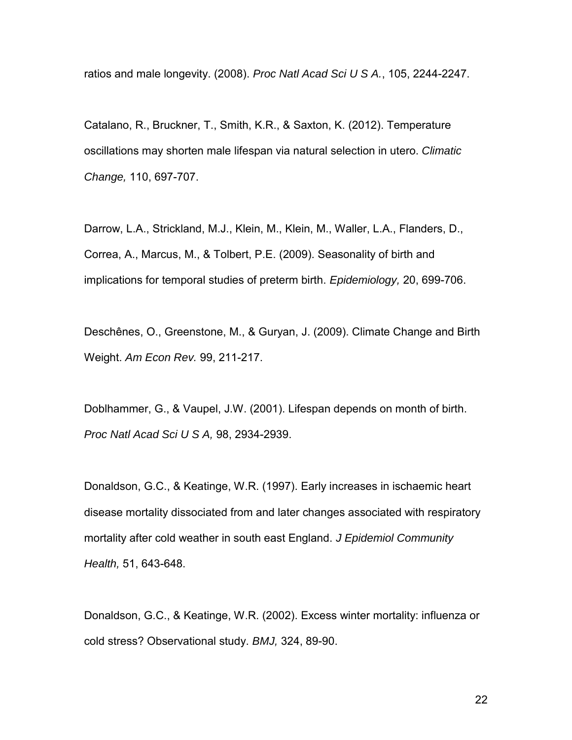ratios and male longevity. (2008). *Proc Natl Acad Sci U S A.*, 105, 2244-2247.

Catalano, R., Bruckner, T., Smith, K.R., & Saxton, K. (2012). Temperature oscillations may shorten male lifespan via natural selection in utero. *Climatic Change,* 110, 697-707.

Darrow, L.A., Strickland, M.J., Klein, M., Klein, M., Waller, L.A., Flanders, D., Correa, A., Marcus, M., & Tolbert, P.E. (2009). Seasonality of birth and implications for temporal studies of preterm birth. *Epidemiology,* 20, 699-706.

Deschênes, O., Greenstone, M., & Guryan, J. (2009). Climate Change and Birth Weight. *Am Econ Rev.* 99, 211-217.

Doblhammer, G., & Vaupel, J.W. (2001). Lifespan depends on month of birth. *Proc Natl Acad Sci U S A,* 98, 2934-2939.

Donaldson, G.C., & Keatinge, W.R. (1997). Early increases in ischaemic heart disease mortality dissociated from and later changes associated with respiratory mortality after cold weather in south east England. *J Epidemiol Community Health,* 51, 643-648.

Donaldson, G.C., & Keatinge, W.R. (2002). Excess winter mortality: influenza or cold stress? Observational study. *BMJ,* 324, 89-90.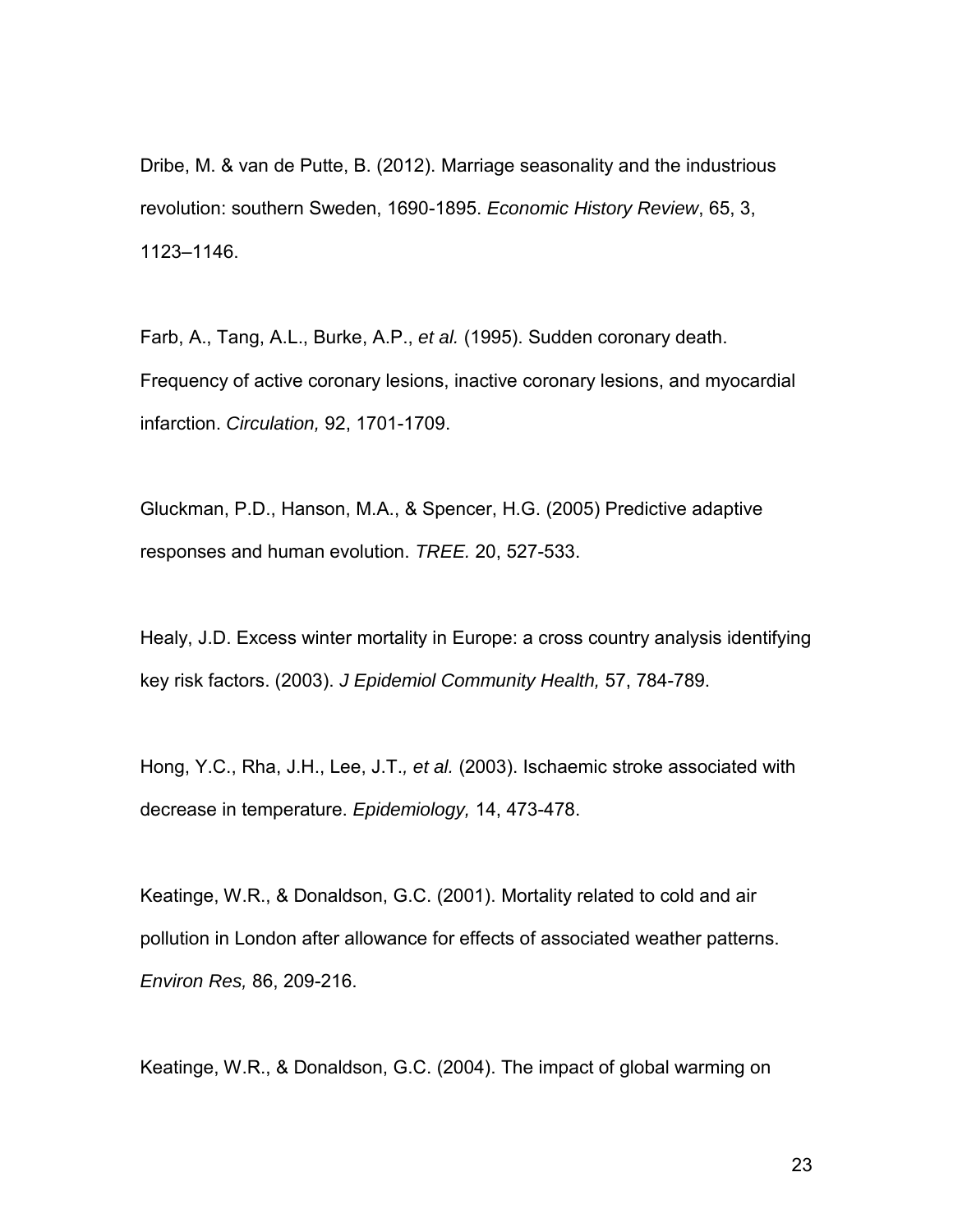Dribe, M. & van de Putte, B. (2012). Marriage seasonality and the industrious revolution: southern Sweden, 1690-1895. *Economic History Review*, 65, 3, 1123–1146.

Farb, A., Tang, A.L., Burke, A.P., *et al.* (1995). Sudden coronary death. Frequency of active coronary lesions, inactive coronary lesions, and myocardial infarction. *Circulation,* 92, 1701-1709.

Gluckman, P.D., Hanson, M.A., & Spencer, H.G. (2005) Predictive adaptive responses and human evolution. *TREE.* 20, 527-533.

Healy, J.D. Excess winter mortality in Europe: a cross country analysis identifying key risk factors. (2003). *J Epidemiol Community Health,* 57, 784-789.

Hong, Y.C., Rha, J.H., Lee, J.T.*, et al.* (2003). Ischaemic stroke associated with decrease in temperature. *Epidemiology,* 14, 473-478.

Keatinge, W.R., & Donaldson, G.C. (2001). Mortality related to cold and air pollution in London after allowance for effects of associated weather patterns. *Environ Res,* 86, 209-216.

Keatinge, W.R., & Donaldson, G.C. (2004). The impact of global warming on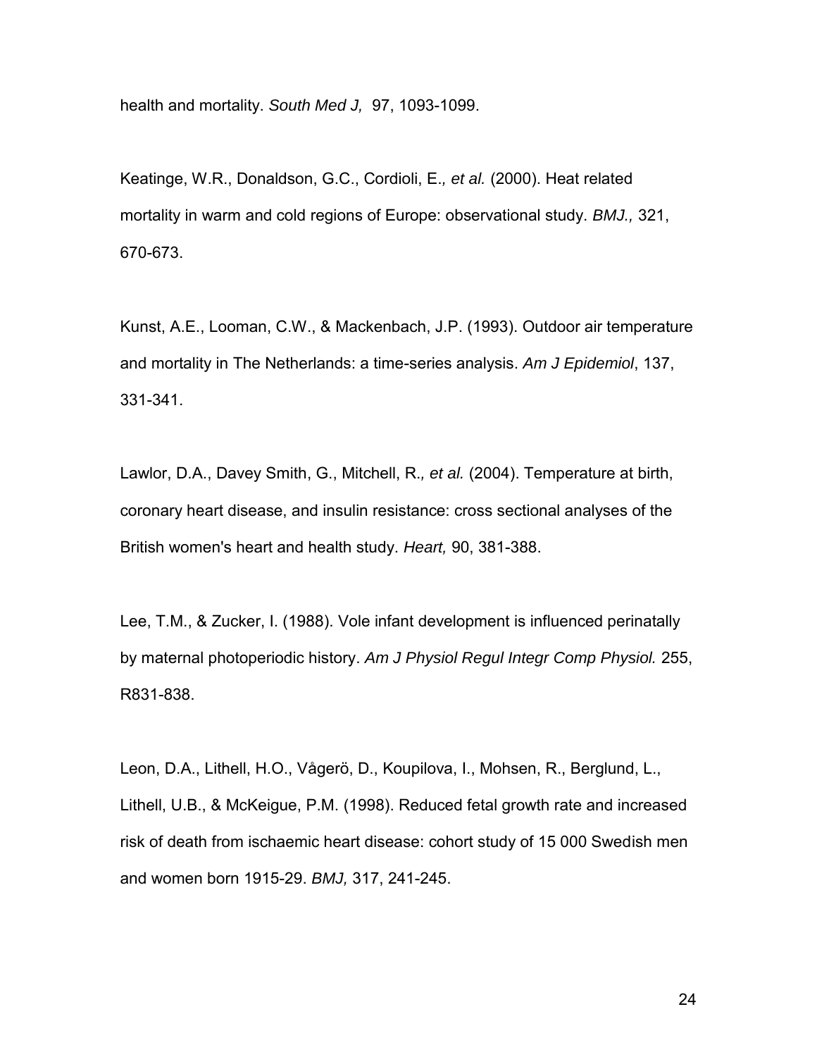health and mortality. *South Med J,* 97, 1093-1099.

Keatinge, W.R., Donaldson, G.C., Cordioli, E.*, et al.* (2000). Heat related mortality in warm and cold regions of Europe: observational study. *BMJ.,* 321, 670-673.

Kunst, A.E., Looman, C.W., & Mackenbach, J.P. (1993). Outdoor air temperature and mortality in The Netherlands: a time-series analysis. *Am J Epidemiol*, 137, 331-341.

Lawlor, D.A., Davey Smith, G., Mitchell, R.*, et al.* (2004). Temperature at birth, coronary heart disease, and insulin resistance: cross sectional analyses of the British women's heart and health study. *Heart,* 90, 381-388.

Lee, T.M., & Zucker, I. (1988). Vole infant development is influenced perinatally by maternal photoperiodic history. *Am J Physiol Regul Integr Comp Physiol.* 255, R831-838.

Leon, D.A., Lithell, H.O., Vågerö, D., Koupilova, I., Mohsen, R., Berglund, L., Lithell, U.B., & McKeigue, P.M. (1998). Reduced fetal growth rate and increased risk of death from ischaemic heart disease: cohort study of 15 000 Swedish men and women born 1915-29. *BMJ,* 317, 241-245.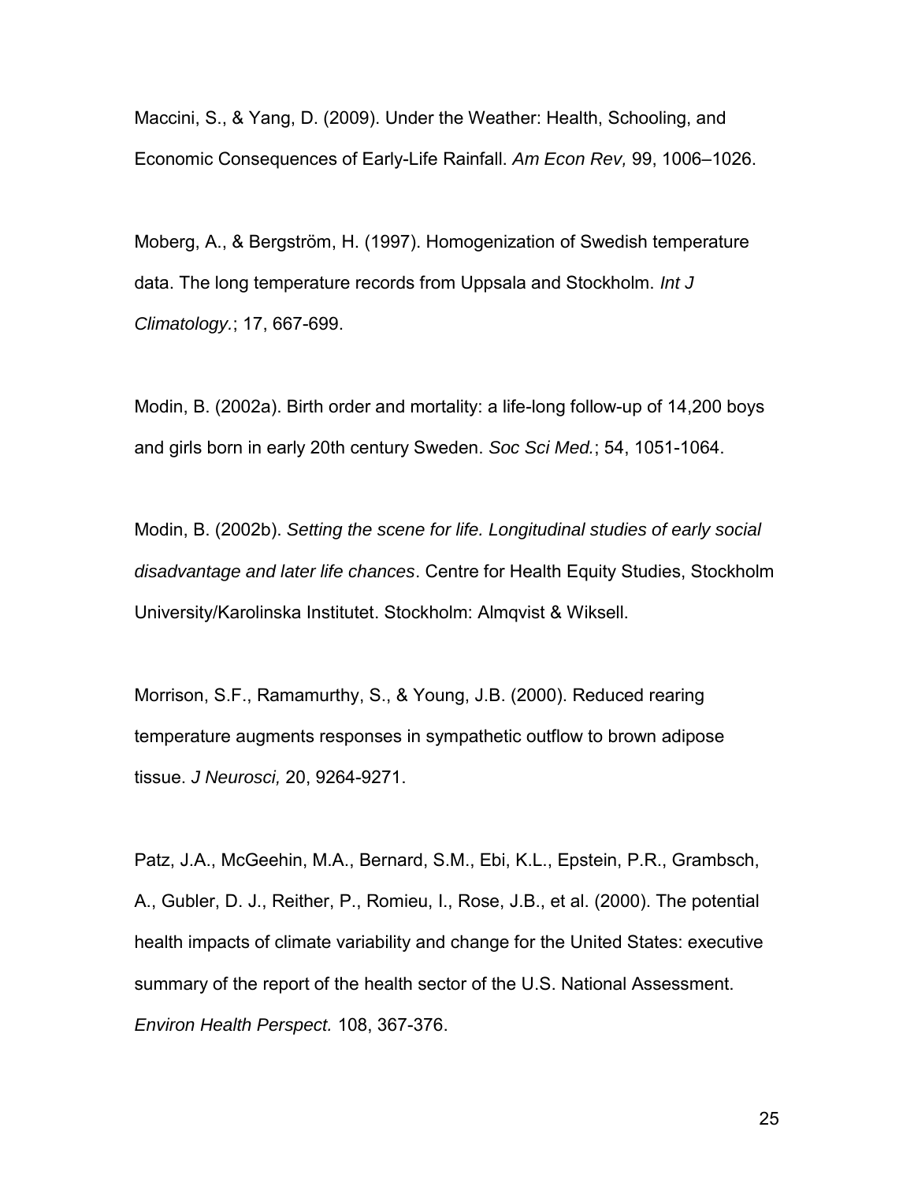Maccini, S., & Yang, D. (2009). Under the Weather: Health, Schooling, and Economic Consequences of Early-Life Rainfall. *Am Econ Rev,* 99, 1006–1026.

Moberg, A., & Bergström, H. (1997). Homogenization of Swedish temperature data. The long temperature records from Uppsala and Stockholm. *Int J Climatology.*; 17, 667-699.

Modin, B. (2002a). Birth order and mortality: a life-long follow-up of 14,200 boys and girls born in early 20th century Sweden. *Soc Sci Med.*; 54, 1051-1064.

Modin, B. (2002b). *Setting the scene for life. Longitudinal studies of early social disadvantage and later life chances*. Centre for Health Equity Studies, Stockholm University/Karolinska Institutet. Stockholm: Almqvist & Wiksell.

Morrison, S.F., Ramamurthy, S., & Young, J.B. (2000). Reduced rearing temperature augments responses in sympathetic outflow to brown adipose tissue. *J Neurosci,* 20, 9264-9271.

Patz, J.A., McGeehin, M.A., Bernard, S.M., Ebi, K.L., Epstein, P.R., Grambsch, A., Gubler, D. J., Reither, P., Romieu, I., Rose, J.B., et al. (2000). The potential health impacts of climate variability and change for the United States: executive summary of the report of the health sector of the U.S. National Assessment. *Environ Health Perspect.* 108, 367-376.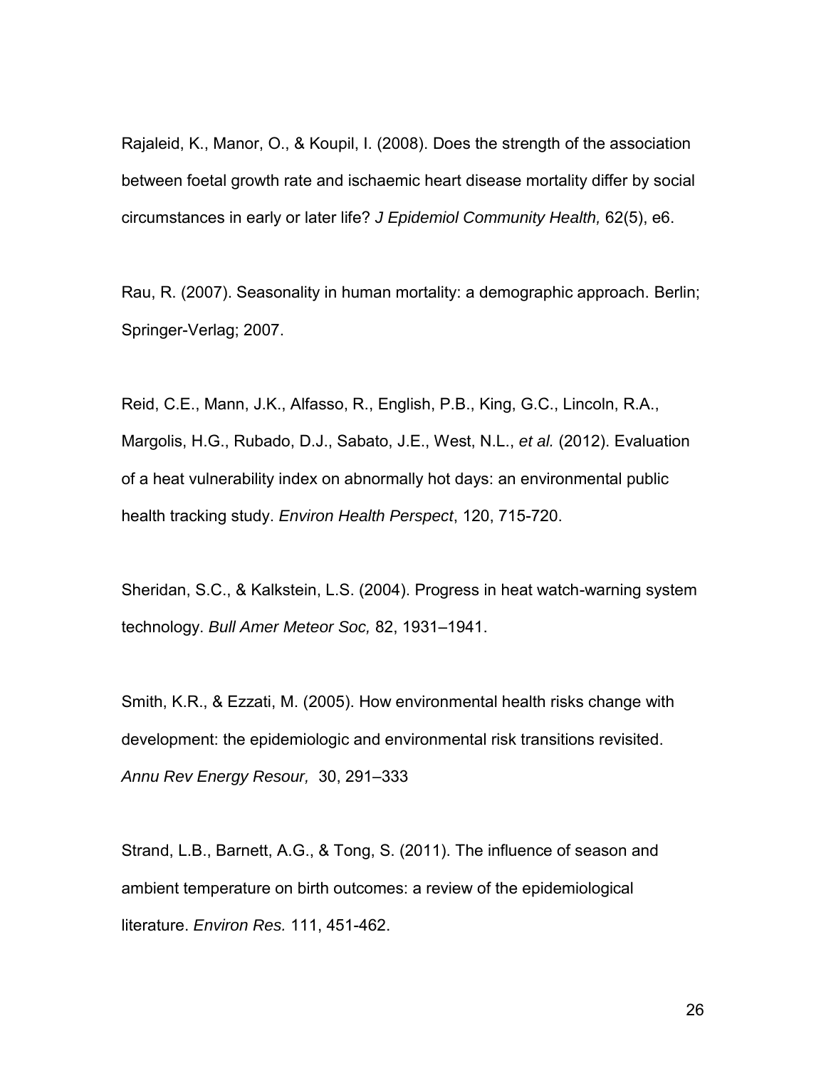Rajaleid, K., Manor, O., & Koupil, I. (2008). Does the strength of the association between foetal growth rate and ischaemic heart disease mortality differ by social circumstances in early or later life? *J Epidemiol Community Health,* 62(5), e6.

Rau, R. (2007). Seasonality in human mortality: a demographic approach. Berlin; Springer-Verlag; 2007.

Reid, C.E., Mann, J.K., Alfasso, R., English, P.B., King, G.C., Lincoln, R.A., Margolis, H.G., Rubado, D.J., Sabato, J.E., West, N.L., *et al.* (2012). Evaluation of a heat vulnerability index on abnormally hot days: an environmental public health tracking study. *Environ Health Perspect*, 120, 715-720.

Sheridan, S.C., & Kalkstein, L.S. (2004). Progress in heat watch-warning system technology. *Bull Amer Meteor Soc,* 82, 1931–1941.

Smith, K.R., & Ezzati, M. (2005). How environmental health risks change with development: the epidemiologic and environmental risk transitions revisited. *Annu Rev Energy Resour,* 30, 291–333

Strand, L.B., Barnett, A.G., & Tong, S. (2011). The influence of season and ambient temperature on birth outcomes: a review of the epidemiological literature. *Environ Res.* 111, 451-462.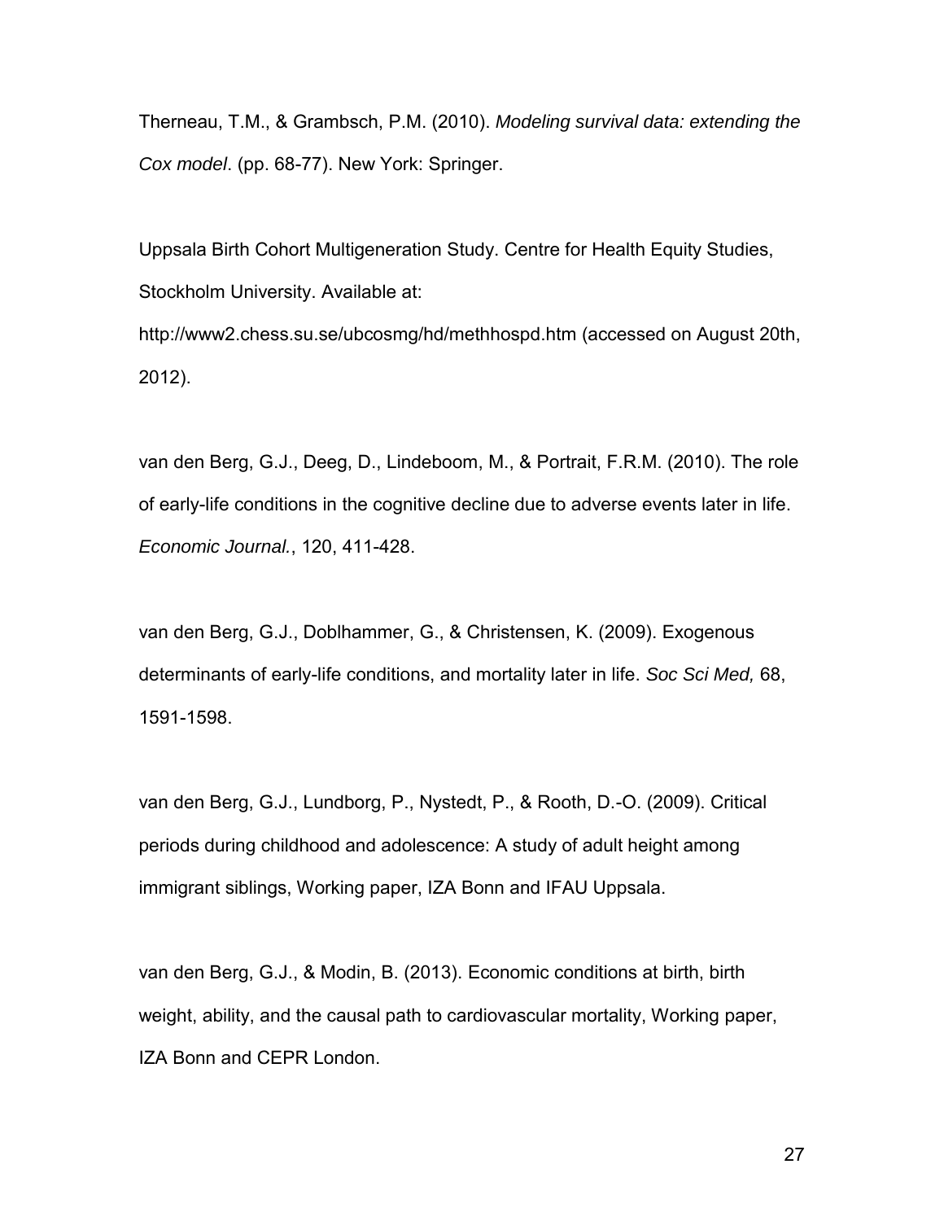Therneau, T.M., & Grambsch, P.M. (2010). *Modeling survival data: extending the Cox model*. (pp. 68-77). New York: Springer.

Uppsala Birth Cohort Multigeneration Study. Centre for Health Equity Studies, Stockholm University. Available at: http://www2.chess.su.se/ubcosmg/hd/methhospd.htm (accessed on August 20th, 2012).

van den Berg, G.J., Deeg, D., Lindeboom, M., & Portrait, F.R.M. (2010). The role of early-life conditions in the cognitive decline due to adverse events later in life. *Economic Journal.*, 120, 411-428.

van den Berg, G.J., Doblhammer, G., & Christensen, K. (2009). Exogenous determinants of early-life conditions, and mortality later in life. *Soc Sci Med,* 68, 1591-1598.

van den Berg, G.J., Lundborg, P., Nystedt, P., & Rooth, D.-O. (2009). Critical periods during childhood and adolescence: A study of adult height among immigrant siblings, Working paper, IZA Bonn and IFAU Uppsala.

van den Berg, G.J., & Modin, B. (2013). Economic conditions at birth, birth weight, ability, and the causal path to cardiovascular mortality, Working paper, IZA Bonn and CEPR London.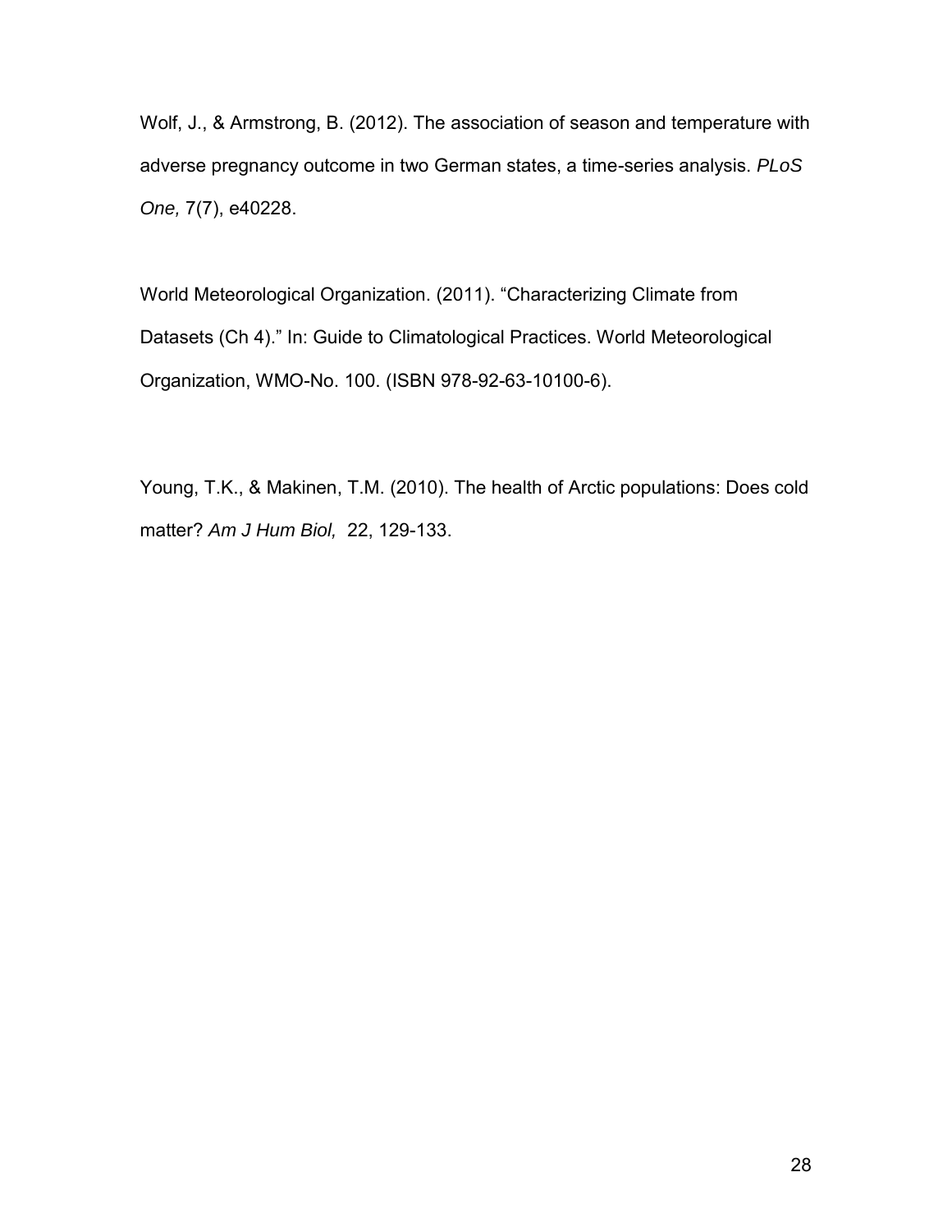Wolf, J., & Armstrong, B. (2012). The association of season and temperature with adverse pregnancy outcome in two German states, a time-series analysis. *PLoS One,* 7(7), e40228.

World Meteorological Organization. (2011). “Characterizing Climate from Datasets (Ch 4).” In: Guide to Climatological Practices. World Meteorological Organization, WMO-No. 100. (ISBN 978-92-63-10100-6).

Young, T.K., & Makinen, T.M. (2010). The health of Arctic populations: Does cold matter? *Am J Hum Biol,* 22, 129-133.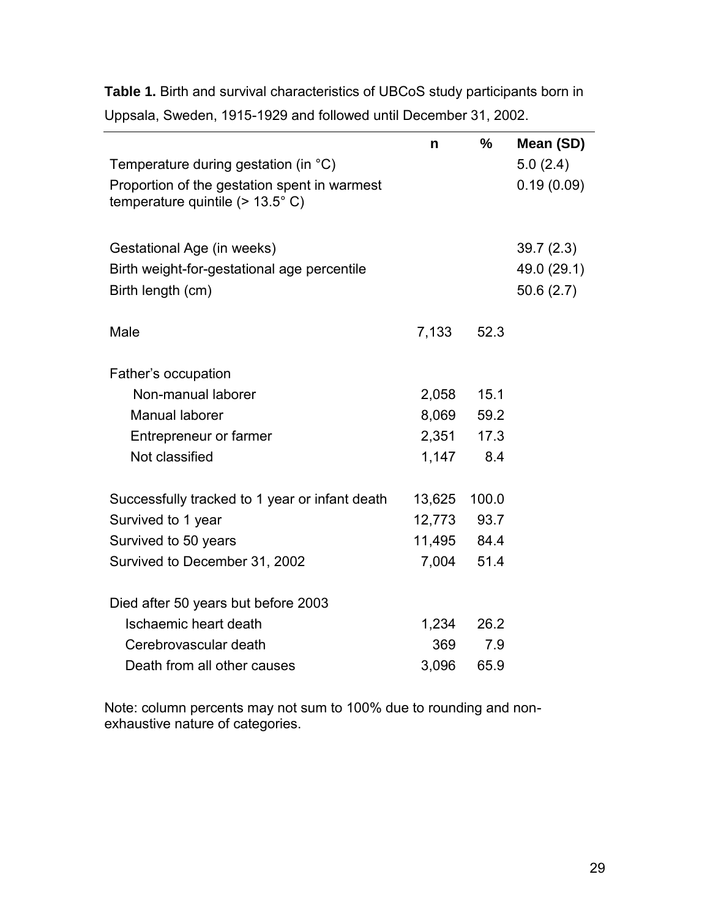**Table 1.** Birth and survival characteristics of UBCoS study participants born in Uppsala, Sweden, 1915-1929 and followed until December 31, 2002.

| | n | % | Mean (SD) |
|---|---|---|---|
| Temperature during gestation (in °C) | | | 5.0 (2.4) |
| Proportion of the gestation spent in warmest temperature quintile (> 13.5° C) | | | 0.19 (0.09) |
| | | | |
| Gestational Age (in weeks) | | | 39.7 (2.3) |
| Birth weight-for-gestational age percentile | | | 49.0 (29.1) |
| Birth length (cm) | | | 50.6 (2.7) |
| | | | |
| Male | 7,133 | 52.3 | |
| | | | |
| Father's occupation | | | |
| Non-manual laborer | 2,058 | 15.1 | |
| Manual laborer | 8,069 | 59.2 | |
| Entrepreneur or farmer | 2,351 | 17.3 | |
| Not classified | 1,147 | 8.4 | |
| | | | |
| Successfully tracked to 1 year or infant death | 13,625 | 100.0 | |
| Survived to 1 year | 12,773 | 93.7 | |
| Survived to 50 years | 11,495 | 84.4 | |
| Survived to December 31, 2002 | 7,004 | 51.4 | |
| | | | |
| Died after 50 years but before 2003 | | | |
| Ischaemic heart death | 1,234 | 26.2 | |
| Cerebrovascular death | 369 | 7.9 | |
| Death from all other causes | 3,096 | 65.9 | |

Note: column percents may not sum to 100% due to rounding and non-exhaustive nature of categories.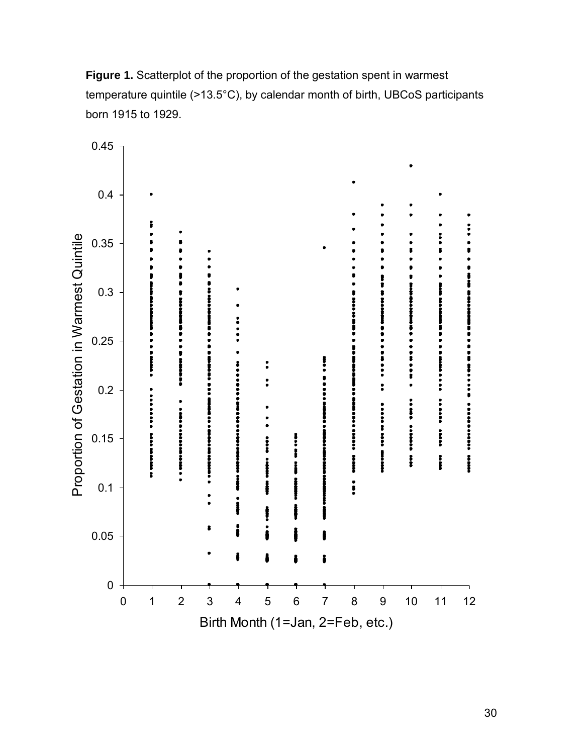**Figure 1.** Scatterplot of the proportion of the gestation spent in warmest temperature quintile (>13.5°C), by calendar month of birth, UBCoS participants born 1915 to 1929.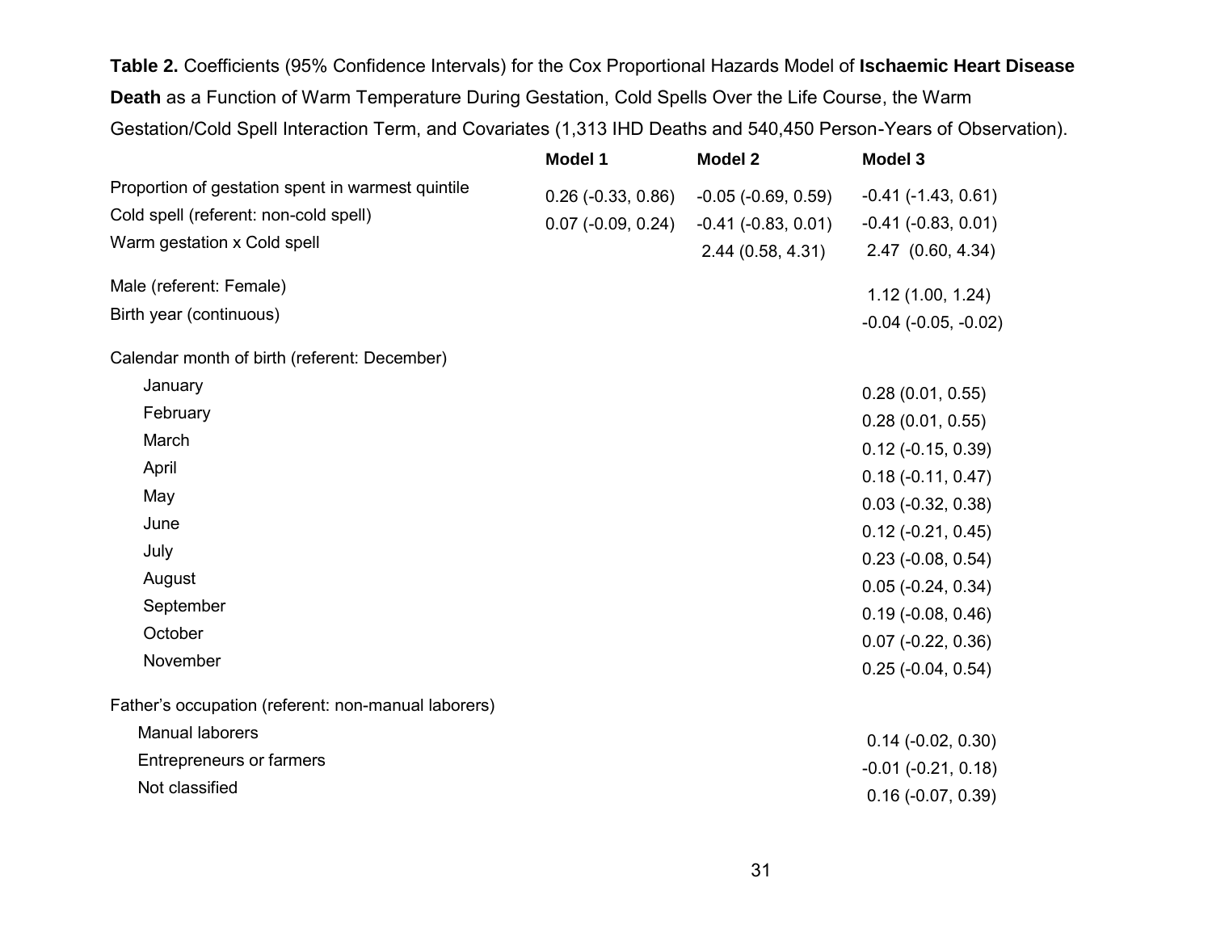**Table 2.** Coefficients (95% Confidence Intervals) for the Cox Proportional Hazards Model of **Ischaemic Heart Disease Death** as a Function of Warm Temperature During Gestation, Cold Spells Over the Life Course, the Warm Gestation/Cold Spell Interaction Term, and Covariates (1,313 IHD Deaths and 540,450 Person-Years of Observation).

| | Model 1 | Model 2 | Model 3 |
|---|---|---|---|
| Proportion of gestation spent in warmest quintile | 0.26 (-0.33, 0.86) | -0.05 (-0.69, 0.59) | -0.41 (-1.43, 0.61) |
| Cold spell (referent: non-cold spell) | 0.07 (-0.09, 0.24) | -0.41 (-0.83, 0.01) | -0.41 (-0.83, 0.01) |
| Warm gestation x Cold spell | | 2.44 (0.58, 4.31) | 2.47 (0.60, 4.34) |
| Male (referent: Female) | | | 1.12 (1.00, 1.24) |
| Birth year (continuous) | | | -0.04 (-0.05, -0.02) |
| Calendar month of birth (referent: December) | | | |
| January | | | 0.28 (0.01, 0.55) |
| February | | | 0.28 (0.01, 0.55) |
| March | | | 0.12 (-0.15, 0.39) |
| April | | | 0.18 (-0.11, 0.47) |
| May | | | 0.03 (-0.32, 0.38) |
| June | | | 0.12 (-0.21, 0.45) |
| July | | | 0.23 (-0.08, 0.54) |
| August | | | 0.05 (-0.24, 0.34) |
| September | | | 0.19 (-0.08, 0.46) |
| October | | | 0.07 (-0.22, 0.36) |
| November | | | 0.25 (-0.04, 0.54) |
| Father's occupation (referent: non-manual laborers) | | | |
| Manual laborers | | | 0.14 (-0.02, 0.30) |
| Entrepreneurs or farmers | | | -0.01 (-0.21, 0.18) |
| Not classified | | | 0.16 (-0.07, 0.39) |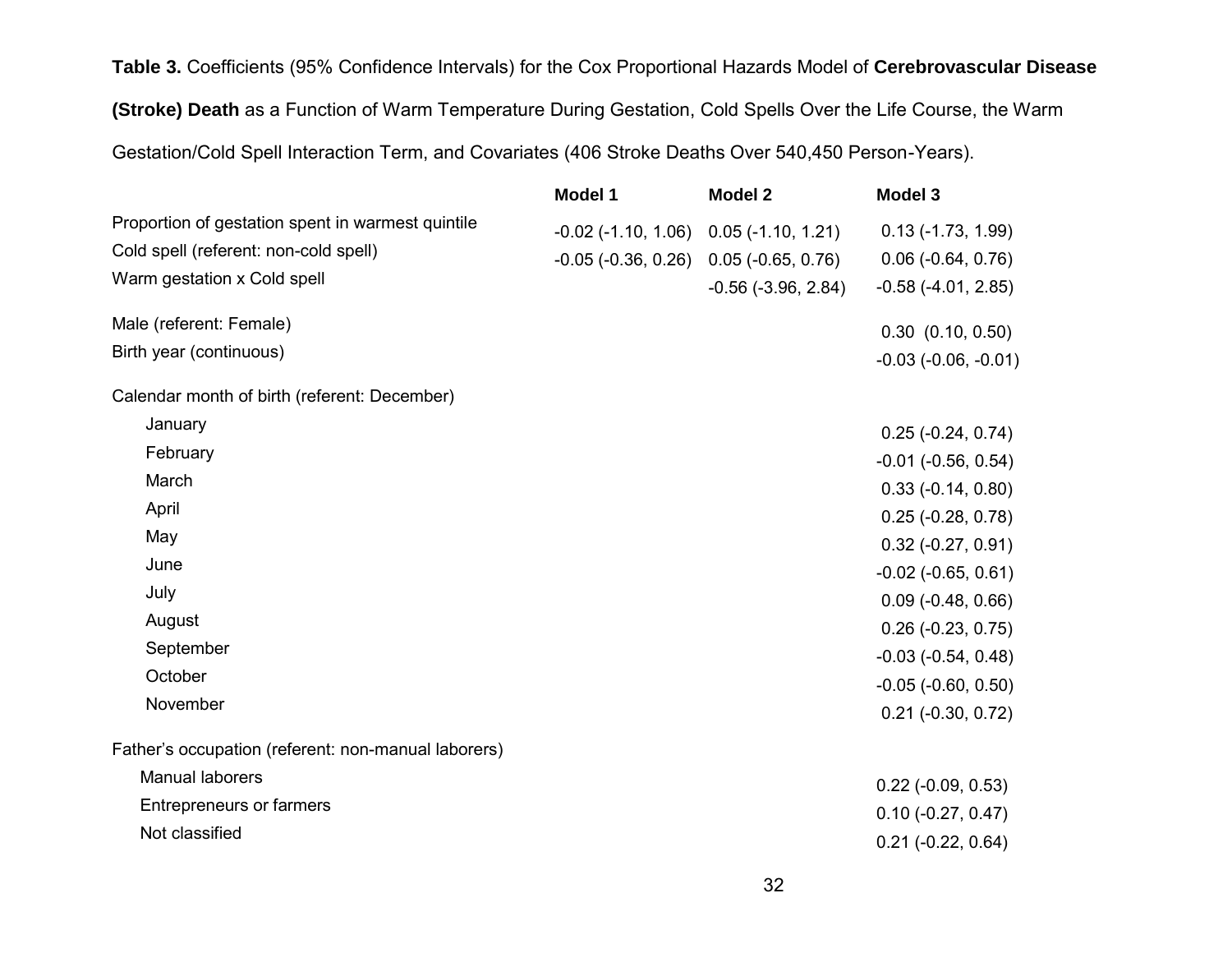**Table 3.** Coefficients (95% Confidence Intervals) for the Cox Proportional Hazards Model of **Cerebrovascular Disease (Stroke) Death** as a Function of Warm Temperature During Gestation, Cold Spells Over the Life Course, the Warm Gestation/Cold Spell Interaction Term, and Covariates (406 Stroke Deaths Over 540,450 Person-Years).

| | **Model 1** | **Model 2** | **Model 3** |
|---|---|---|---|
| Proportion of gestation spent in warmest quintile | -0.02 (-1.10, 1.06) | 0.05 (-1.10, 1.21) | 0.13 (-1.73, 1.99) |
| Cold spell (referent: non-cold spell) | -0.05 (-0.36, 0.26) | 0.05 (-0.65, 0.76) | 0.06 (-0.64, 0.76) |
| Warm gestation x Cold spell | | -0.56 (-3.96, 2.84) | -0.58 (-4.01, 2.85) |
| Male (referent: Female) | | | 0.30 (0.10, 0.50) |
| Birth year (continuous) | | | -0.03 (-0.06, -0.01) |
| Calendar month of birth (referent: December) | | | |
| January | | | 0.25 (-0.24, 0.74) |
| February | | | -0.01 (-0.56, 0.54) |
| March | | | 0.33 (-0.14, 0.80) |
| April | | | 0.25 (-0.28, 0.78) |
| May | | | 0.32 (-0.27, 0.91) |
| June | | | -0.02 (-0.65, 0.61) |
| July | | | 0.09 (-0.48, 0.66) |
| August | | | 0.26 (-0.23, 0.75) |
| September | | | -0.03 (-0.54, 0.48) |
| October | | | -0.05 (-0.60, 0.50) |
| November | | | 0.21 (-0.30, 0.72) |
| Father's occupation (referent: non-manual laborers) | | | |
| Manual laborers | | | 0.22 (-0.09, 0.53) |
| Entrepreneurs or farmers | | | 0.10 (-0.27, 0.47) |
| Not classified | | | 0.21 (-0.22, 0.64) |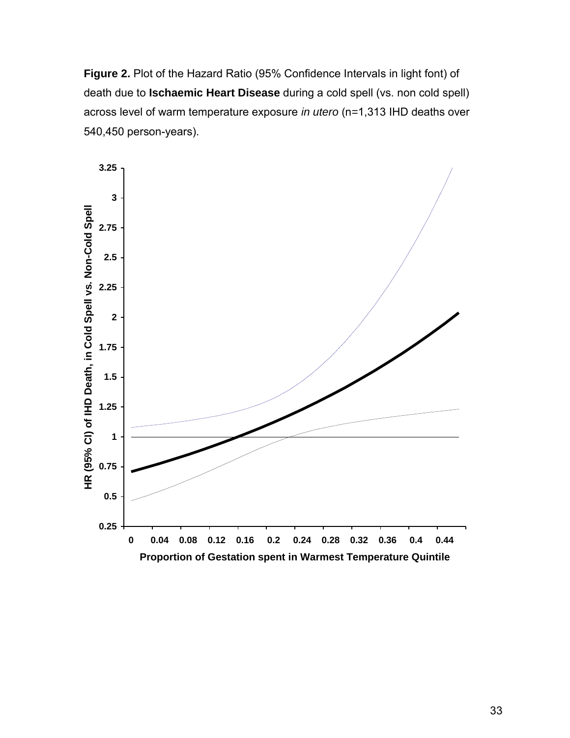**Figure 2.** Plot of the Hazard Ratio (95% Confidence Intervals in light font) of death due to **Ischaemic Heart Disease** during a cold spell (vs. non cold spell) across level of warm temperature exposure *in utero* (n=1,313 IHD deaths over 540,450 person-years).

HR (95% CI) of IHD Death, in Cold Spell vs. Non-Cold Spell

3.25
3
2.75
2.5
2.25
2
1.75
1.5
1.25
1
0.75
0.5
0.25

0 0.04 0.08 0.12 0.16 0.2 0.24 0.28 0.32 0.36 0.4 0.44

Proportion of Gestation spent in Warmest Temperature Quintile